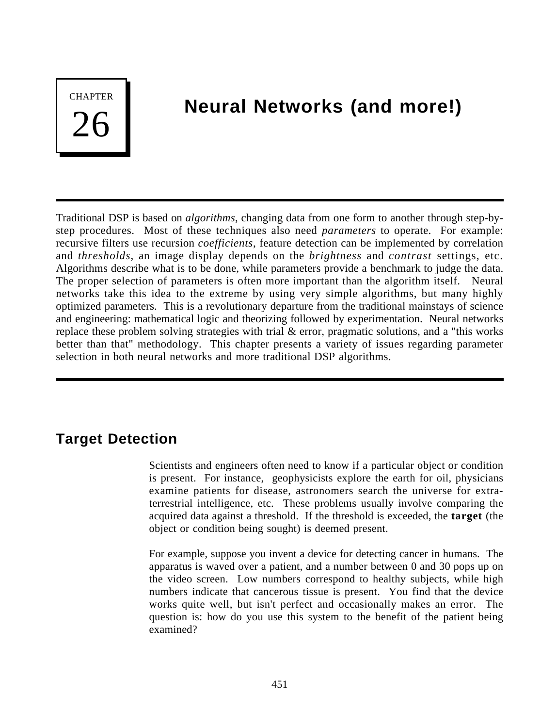CHAPTER 26

# Neural Networks (and more!)

Traditional DSP is based on *algorithms*, changing data from one form to another through step-by-step procedures. Most of these techniques also need *parameters* to operate. For example: recursive filters use recursion *coefficients*, feature detection can be implemented by correlation and *thresholds*, an image display depends on the *brightness* and *contrast* settings, etc. Algorithms describe what is to be done, while parameters provide a benchmark to judge the data. The proper selection of parameters is often more important than the algorithm itself. Neural networks take this idea to the extreme by using very simple algorithms, but many highly optimized parameters. This is a revolutionary departure from the traditional mainstays of science and engineering: mathematical logic and theorizing followed by experimentation. Neural networks replace these problem solving strategies with trial & error, pragmatic solutions, and a "this works better than that" methodology. This chapter presents a variety of issues regarding parameter selection in both neural networks and more traditional DSP algorithms.

## Target Detection

Scientists and engineers often need to know if a particular object or condition is present. For instance, geophysicists explore the earth for oil, physicians examine patients for disease, astronomers search the universe for extra-terrestrial intelligence, etc. These problems usually involve comparing the acquired data against a threshold. If the threshold is exceeded, the **target** (the object or condition being sought) is deemed present.

For example, suppose you invent a device for detecting cancer in humans. The apparatus is waved over a patient, and a number between 0 and 30 pops up on the video screen. Low numbers correspond to healthy subjects, while high numbers indicate that cancerous tissue is present. You find that the device works quite well, but isn't perfect and occasionally makes an error. The question is: how do you use this system to the benefit of the patient being examined?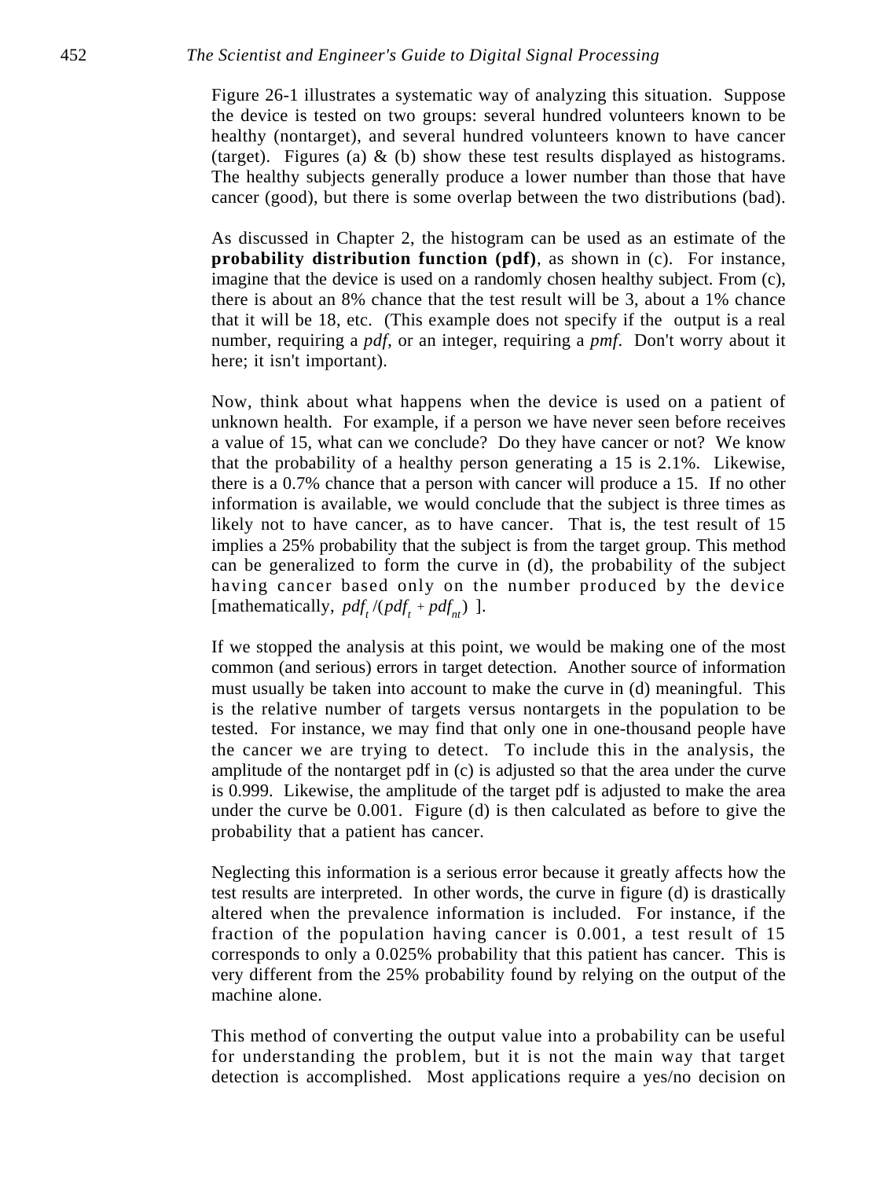Figure 26-1 illustrates a systematic way of analyzing this situation. Suppose the device is tested on two groups: several hundred volunteers known to be healthy (nontarget), and several hundred volunteers known to have cancer (target). Figures (a) & (b) show these test results displayed as histograms. The healthy subjects generally produce a lower number than those that have cancer (good), but there is some overlap between the two distributions (bad).

As discussed in Chapter 2, the histogram can be used as an estimate of the **probability distribution function (pdf)**, as shown in (c). For instance, imagine that the device is used on a randomly chosen healthy subject. From (c), there is about an 8% chance that the test result will be 3, about a 1% chance that it will be 18, etc. (This example does not specify if the output is a real number, requiring a *pdf*, or an integer, requiring a *pmf*. Don't worry about it here; it isn't important).

Now, think about what happens when the device is used on a patient of unknown health. For example, if a person we have never seen before receives a value of 15, what can we conclude? Do they have cancer or not? We know that the probability of a healthy person generating a 15 is 2.1%. Likewise, there is a 0.7% chance that a person with cancer will produce a 15. If no other information is available, we would conclude that the subject is three times as likely not to have cancer, as to have cancer. That is, the test result of 15 implies a 25% probability that the subject is from the target group. This method can be generalized to form the curve in (d), the probability of the subject having cancer based only on the number produced by the device [mathematically, $pdf_t / (pdf_t + pdf_{nt})$ ].

If we stopped the analysis at this point, we would be making one of the most common (and serious) errors in target detection. Another source of information must usually be taken into account to make the curve in (d) meaningful. This is the relative number of targets versus nontargets in the population to be tested. For instance, we may find that only one in one-thousand people have the cancer we are trying to detect. To include this in the analysis, the amplitude of the nontarget pdf in (c) is adjusted so that the area under the curve is 0.999. Likewise, the amplitude of the target pdf is adjusted to make the area under the curve be 0.001. Figure (d) is then calculated as before to give the probability that a patient has cancer.

Neglecting this information is a serious error because it greatly affects how the test results are interpreted. In other words, the curve in figure (d) is drastically altered when the prevalence information is included. For instance, if the fraction of the population having cancer is 0.001, a test result of 15 corresponds to only a 0.025% probability that this patient has cancer. This is very different from the 25% probability found by relying on the output of the machine alone.

This method of converting the output value into a probability can be useful for understanding the problem, but it is not the main way that target detection is accomplished. Most applications require a yes/no decision on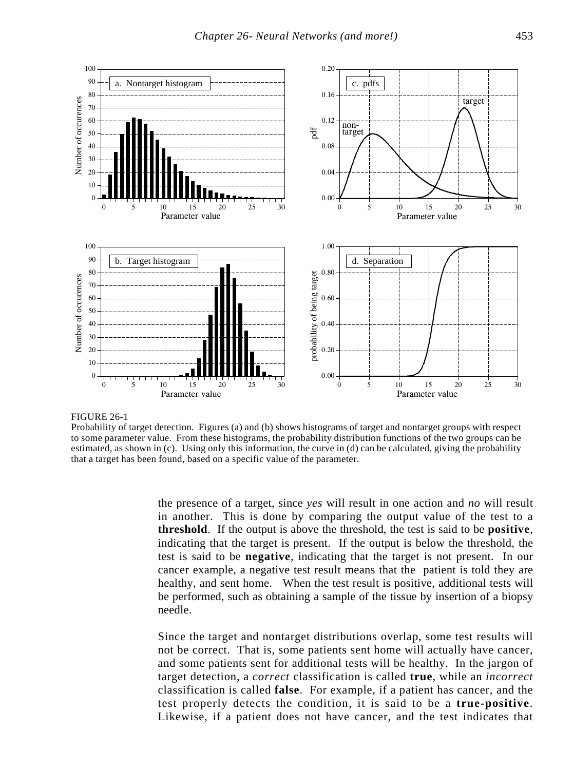FIGURE 26-1
Probability of target detection. Figures (a) and (b) shows histograms of target and nontarget groups with respect to some parameter value. From these histograms, the probability distribution functions of the two groups can be estimated, as shown in (c). Using only this information, the curve in (d) can be calculated, giving the probability that a target has been found, based on a specific value of the parameter.

the presence of a target, since *yes* will result in one action and *no* will result in another. This is done by comparing the output value of the test to a **threshold**. If the output is above the threshold, the test is said to be **positive**, indicating that the target is present. If the output is below the threshold, the test is said to be **negative**, indicating that the target is not present. In our cancer example, a negative test result means that the patient is told they are healthy, and sent home. When the test result is positive, additional tests will be performed, such as obtaining a sample of the tissue by insertion of a biopsy needle.

Since the target and nontarget distributions overlap, some test results will not be correct. That is, some patients sent home will actually have cancer, and some patients sent for additional tests will be healthy. In the jargon of target detection, a *correct* classification is called **true**, while an *incorrect* classification is called **false**. For example, if a patient has cancer, and the test properly detects the condition, it is said to be a **true-positive**. Likewise, if a patient does not have cancer, and the test indicates that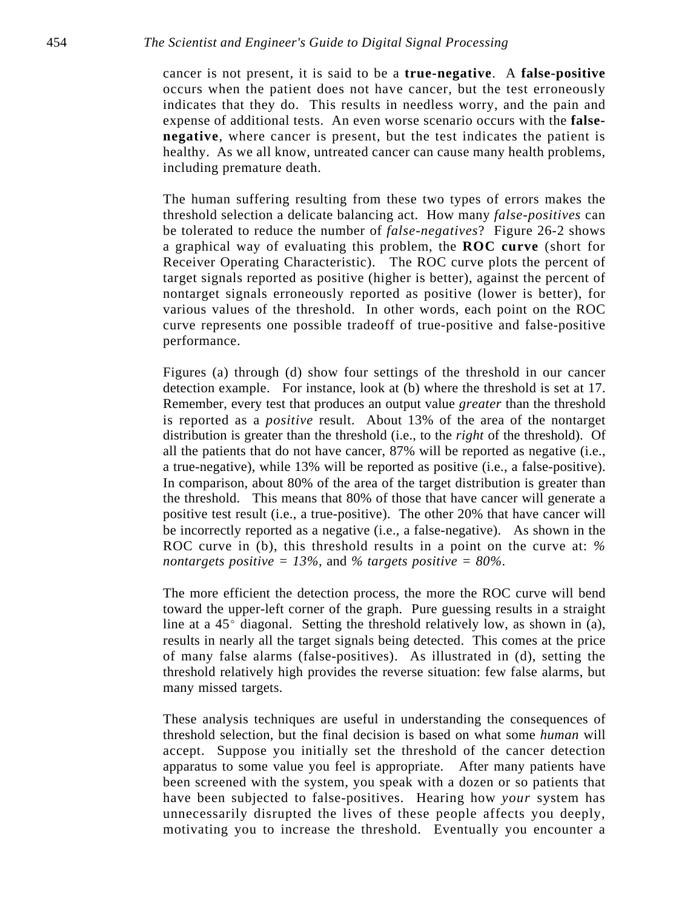cancer is not present, it is said to be a **true-negative**. A **false-positive** occurs when the patient does not have cancer, but the test erroneously indicates that they do. This results in needless worry, and the pain and expense of additional tests. An even worse scenario occurs with the **false-negative**, where cancer is present, but the test indicates the patient is healthy. As we all know, untreated cancer can cause many health problems, including premature death.

The human suffering resulting from these two types of errors makes the threshold selection a delicate balancing act. How many *false-positives* can be tolerated to reduce the number of *false-negatives*? Figure 26-2 shows a graphical way of evaluating this problem, the **ROC curve** (short for Receiver Operating Characteristic). The ROC curve plots the percent of target signals reported as positive (higher is better), against the percent of nontarget signals erroneously reported as positive (lower is better), for various values of the threshold. In other words, each point on the ROC curve represents one possible tradeoff of true-positive and false-positive performance.

Figures (a) through (d) show four settings of the threshold in our cancer detection example. For instance, look at (b) where the threshold is set at 17. Remember, every test that produces an output value *greater* than the threshold is reported as a *positive* result. About 13% of the area of the nontarget distribution is greater than the threshold (i.e., to the *right* of the threshold). Of all the patients that do not have cancer, 87% will be reported as negative (i.e., a true-negative), while 13% will be reported as positive (i.e., a false-positive). In comparison, about 80% of the area of the target distribution is greater than the threshold. This means that 80% of those that have cancer will generate a positive test result (i.e., a true-positive). The other 20% that have cancer will be incorrectly reported as a negative (i.e., a false-negative). As shown in the ROC curve in (b), this threshold results in a point on the curve at: *% nontargets positive = 13%*, and *% targets positive = 80%*.

The more efficient the detection process, the more the ROC curve will bend toward the upper-left corner of the graph. Pure guessing results in a straight line at a $45^\circ$ diagonal. Setting the threshold relatively low, as shown in (a), results in nearly all the target signals being detected. This comes at the price of many false alarms (false-positives). As illustrated in (d), setting the threshold relatively high provides the reverse situation: few false alarms, but many missed targets.

These analysis techniques are useful in understanding the consequences of threshold selection, but the final decision is based on what some *human* will accept. Suppose you initially set the threshold of the cancer detection apparatus to some value you feel is appropriate. After many patients have been screened with the system, you speak with a dozen or so patients that have been subjected to false-positives. Hearing how *your* system has unnecessarily disrupted the lives of these people affects you deeply, motivating you to increase the threshold. Eventually you encounter a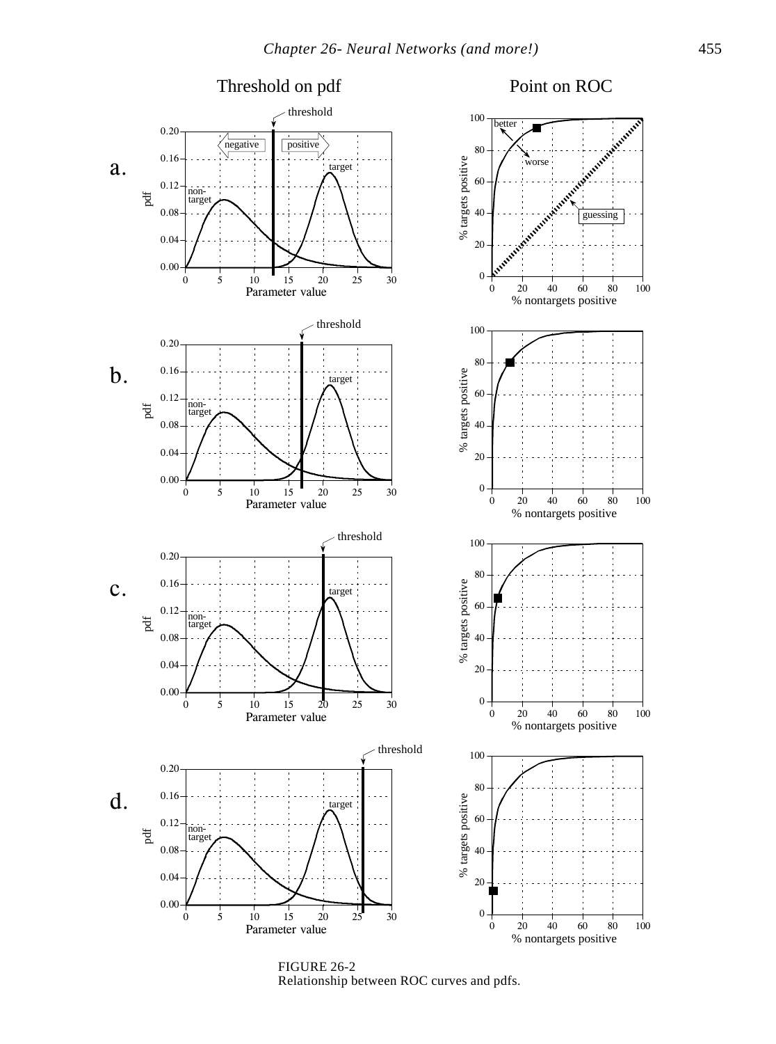FIGURE 26-2
Relationship between ROC curves and pdfs.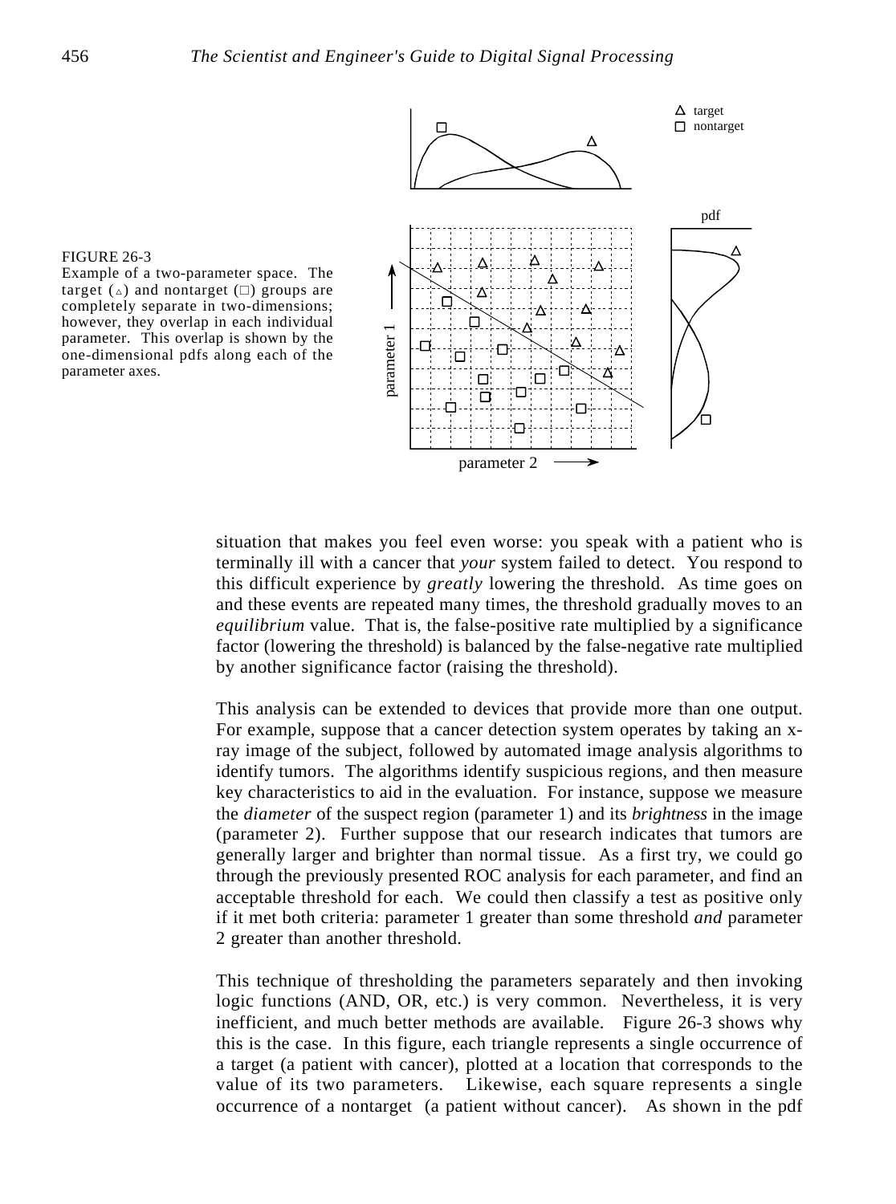FIGURE 26-3
Example of a two-parameter space. The target (△) and nontarget (□) groups are completely separate in two-dimensions; however, they overlap in each individual parameter. This overlap is shown by the one-dimensional pdfs along each of the parameter axes.

situation that makes you feel even worse: you speak with a patient who is terminally ill with a cancer that *your* system failed to detect. You respond to this difficult experience by *greatly* lowering the threshold. As time goes on and these events are repeated many times, the threshold gradually moves to an *equilibrium* value. That is, the false-positive rate multiplied by a significance factor (lowering the threshold) is balanced by the false-negative rate multiplied by another significance factor (raising the threshold).

This analysis can be extended to devices that provide more than one output. For example, suppose that a cancer detection system operates by taking an x-ray image of the subject, followed by automated image analysis algorithms to identify tumors. The algorithms identify suspicious regions, and then measure key characteristics to aid in the evaluation. For instance, suppose we measure the *diameter* of the suspect region (parameter 1) and its *brightness* in the image (parameter 2). Further suppose that our research indicates that tumors are generally larger and brighter than normal tissue. As a first try, we could go through the previously presented ROC analysis for each parameter, and find an acceptable threshold for each. We could then classify a test as positive only if it met both criteria: parameter 1 greater than some threshold *and* parameter 2 greater than another threshold.

This technique of thresholding the parameters separately and then invoking logic functions (AND, OR, etc.) is very common. Nevertheless, it is very inefficient, and much better methods are available. Figure 26-3 shows why this is the case. In this figure, each triangle represents a single occurrence of a target (a patient with cancer), plotted at a location that corresponds to the value of its two parameters. Likewise, each square represents a single occurrence of a nontarget (a patient without cancer). As shown in the pdf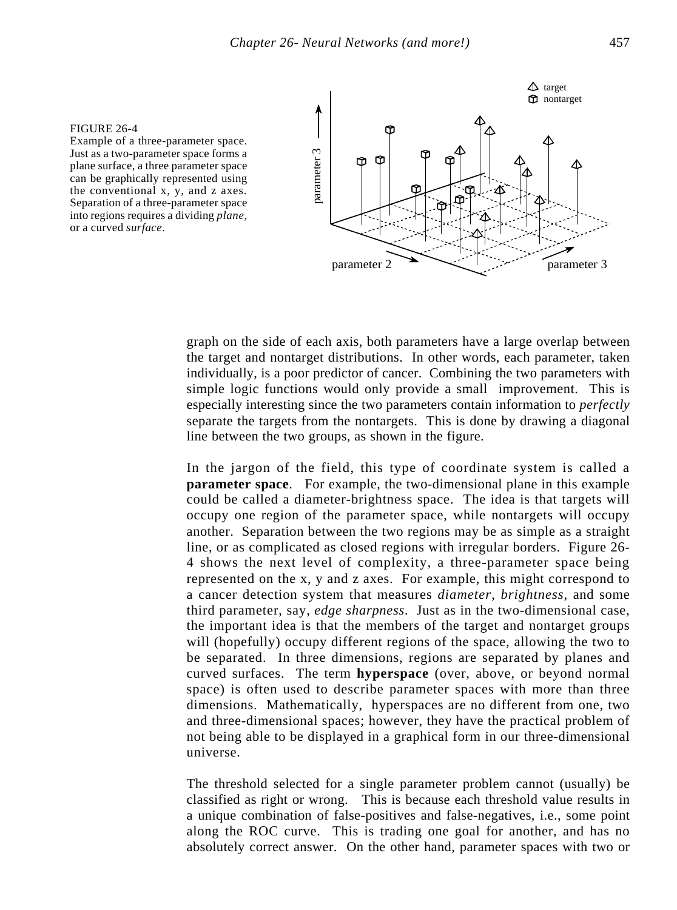FIGURE 26-4
Example of a three-parameter space. Just as a two-parameter space forms a plane surface, a three parameter space can be graphically represented using the conventional x, y, and z axes. Separation of a three-parameter space into regions requires a dividing *plane*, or a curved *surface*.

graph on the side of each axis, both parameters have a large overlap between the target and nontarget distributions. In other words, each parameter, taken individually, is a poor predictor of cancer. Combining the two parameters with simple logic functions would only provide a small improvement. This is especially interesting since the two parameters contain information to *perfectly* separate the targets from the nontargets. This is done by drawing a diagonal line between the two groups, as shown in the figure.

In the jargon of the field, this type of coordinate system is called a **parameter space**. For example, the two-dimensional plane in this example could be called a diameter-brightness space. The idea is that targets will occupy one region of the parameter space, while nontargets will occupy another. Separation between the two regions may be as simple as a straight line, or as complicated as closed regions with irregular borders. Figure 26-4 shows the next level of complexity, a three-parameter space being represented on the x, y and z axes. For example, this might correspond to a cancer detection system that measures *diameter*, *brightness*, and some third parameter, say, *edge sharpness*. Just as in the two-dimensional case, the important idea is that the members of the target and nontarget groups will (hopefully) occupy different regions of the space, allowing the two to be separated. In three dimensions, regions are separated by planes and curved surfaces. The term **hyperspace** (over, above, or beyond normal space) is often used to describe parameter spaces with more than three dimensions. Mathematically, hyperspaces are no different from one, two and three-dimensional spaces; however, they have the practical problem of not being able to be displayed in a graphical form in our three-dimensional universe.

The threshold selected for a single parameter problem cannot (usually) be classified as right or wrong. This is because each threshold value results in a unique combination of false-positives and false-negatives, i.e., some point along the ROC curve. This is trading one goal for another, and has no absolutely correct answer. On the other hand, parameter spaces with two or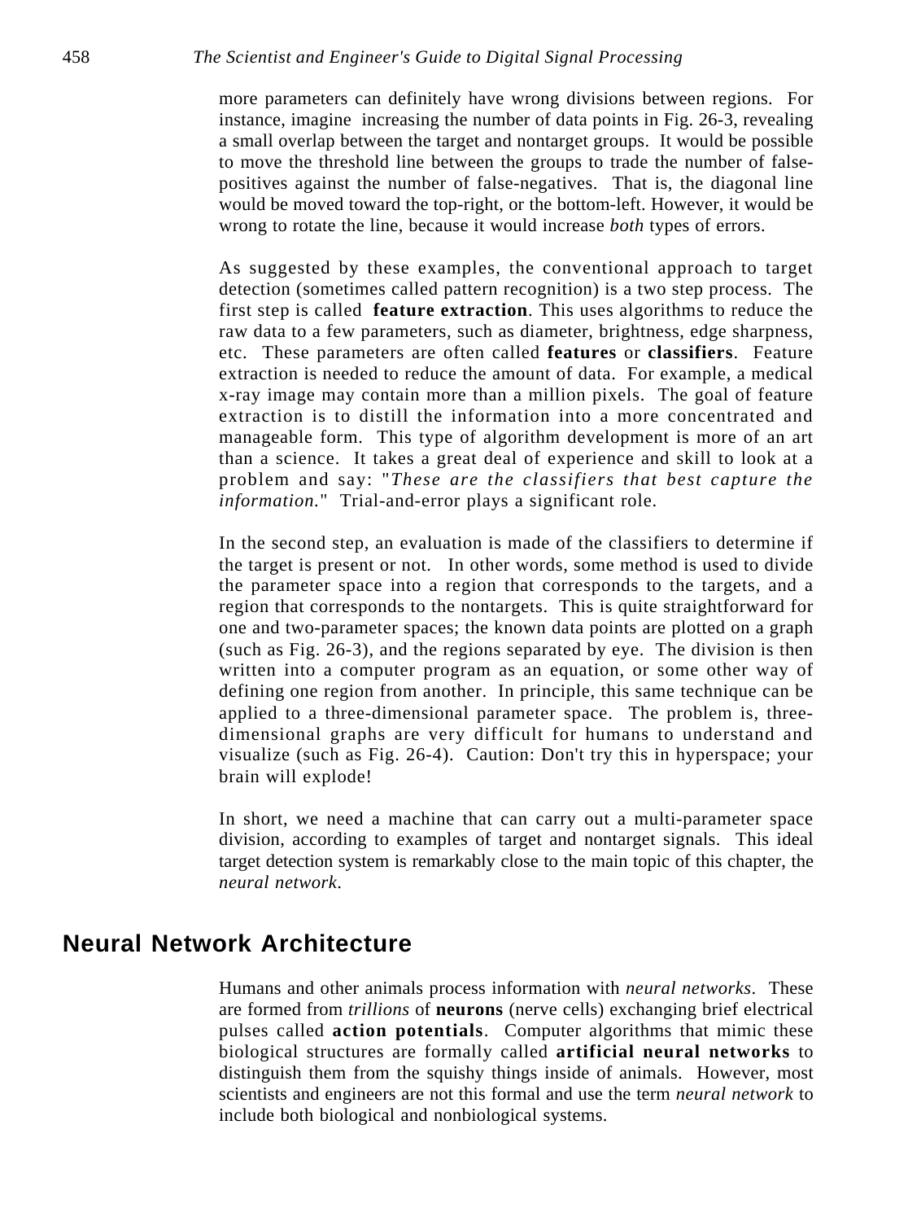more parameters can definitely have wrong divisions between regions. For instance, imagine increasing the number of data points in Fig. 26-3, revealing a small overlap between the target and nontarget groups. It would be possible to move the threshold line between the groups to trade the number of false-positives against the number of false-negatives. That is, the diagonal line would be moved toward the top-right, or the bottom-left. However, it would be wrong to rotate the line, because it would increase *both* types of errors.

As suggested by these examples, the conventional approach to target detection (sometimes called pattern recognition) is a two step process. The first step is called **feature extraction**. This uses algorithms to reduce the raw data to a few parameters, such as diameter, brightness, edge sharpness, etc. These parameters are often called **features** or **classifiers**. Feature extraction is needed to reduce the amount of data. For example, a medical x-ray image may contain more than a million pixels. The goal of feature extraction is to distill the information into a more concentrated and manageable form. This type of algorithm development is more of an art than a science. It takes a great deal of experience and skill to look at a problem and say: "*These are the classifiers that best capture the information.*" Trial-and-error plays a significant role.

In the second step, an evaluation is made of the classifiers to determine if the target is present or not. In other words, some method is used to divide the parameter space into a region that corresponds to the targets, and a region that corresponds to the nontargets. This is quite straightforward for one and two-parameter spaces; the known data points are plotted on a graph (such as Fig. 26-3), and the regions separated by eye. The division is then written into a computer program as an equation, or some other way of defining one region from another. In principle, this same technique can be applied to a three-dimensional parameter space. The problem is, three-dimensional graphs are very difficult for humans to understand and visualize (such as Fig. 26-4). Caution: Don't try this in hyperspace; your brain will explode!

In short, we need a machine that can carry out a multi-parameter space division, according to examples of target and nontarget signals. This ideal target detection system is remarkably close to the main topic of this chapter, the *neural network*.

## Neural Network Architecture

Humans and other animals process information with *neural networks*. These are formed from *trillions* of **neurons** (nerve cells) exchanging brief electrical pulses called **action potentials**. Computer algorithms that mimic these biological structures are formally called **artificial neural networks** to distinguish them from the squishy things inside of animals. However, most scientists and engineers are not this formal and use the term *neural network* to include both biological and nonbiological systems.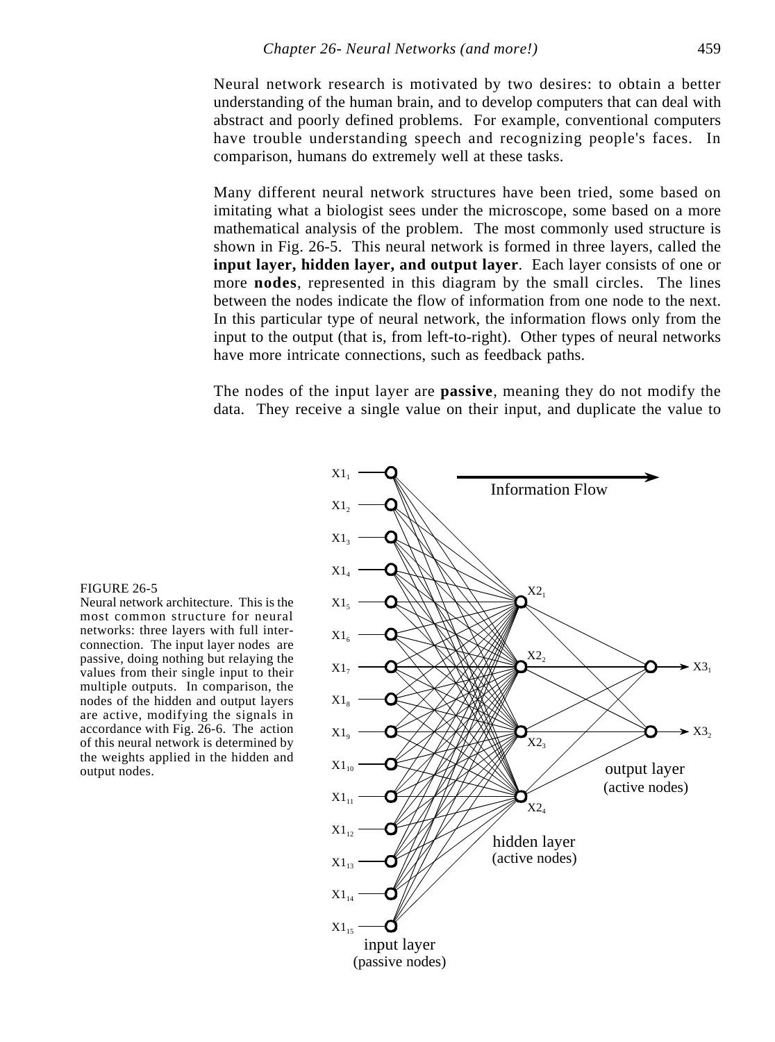Neural network research is motivated by two desires: to obtain a better understanding of the human brain, and to develop computers that can deal with abstract and poorly defined problems. For example, conventional computers have trouble understanding speech and recognizing people's faces. In comparison, humans do extremely well at these tasks.

Many different neural network structures have been tried, some based on imitating what a biologist sees under the microscope, some based on a more mathematical analysis of the problem. The most commonly used structure is shown in Fig. 26-5. This neural network is formed in three layers, called the **input layer, hidden layer, and output layer**. Each layer consists of one or more **nodes**, represented in this diagram by the small circles. The lines between the nodes indicate the flow of information from one node to the next. In this particular type of neural network, the information flows only from the input to the output (that is, from left-to-right). Other types of neural networks have more intricate connections, such as feedback paths.

The nodes of the input layer are **passive**, meaning they do not modify the data. They receive a single value on their input, and duplicate the value to

$X1_1$ $X1_2$ $X1_3$ $X1_4$ $X1_5$ $X1_6$ $X1_7$ $X1_8$ $X1_9$ $X1_{10}$ $X1_{11}$ $X1_{12}$ $X1_{13}$ $X1_{14}$ $X1_{15}$

Information Flow

$X2_1$ $X2_2$ $X2_3$ $X2_4$

$X3_1$ $X3_2$

input layer
(passive nodes)

hidden layer
(active nodes)

output layer
(active nodes)

FIGURE 26-5
Neural network architecture. This is the most common structure for neural networks: three layers with full interconnection. The input layer nodes are passive, doing nothing but relaying the values from their single input to their multiple outputs. In comparison, the nodes of the hidden and output layers are active, modifying the signals in accordance with Fig. 26-6. The action of this neural network is determined by the weights applied in the hidden and output nodes.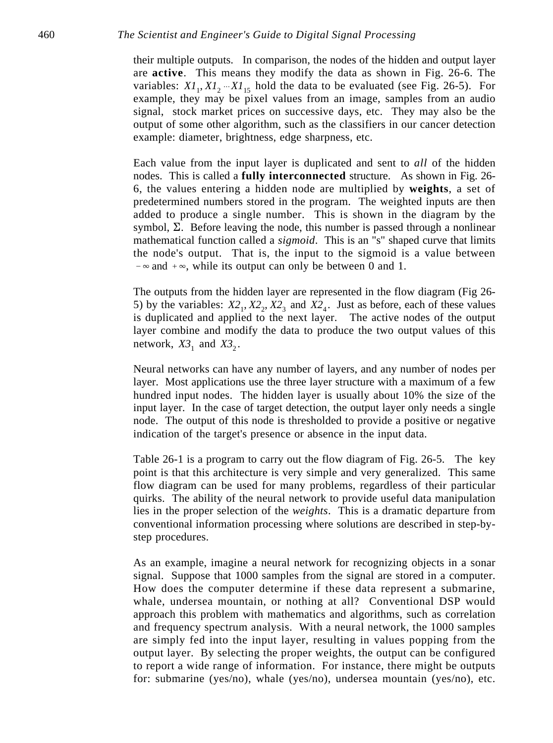their multiple outputs. In comparison, the nodes of the hidden and output layer are **active**. This means they modify the data as shown in Fig. 26-6. The variables: $X1_1, X1_2 \cdots X1_{15}$ hold the data to be evaluated (see Fig. 26-5). For example, they may be pixel values from an image, samples from an audio signal, stock market prices on successive days, etc. They may also be the output of some other algorithm, such as the classifiers in our cancer detection example: diameter, brightness, edge sharpness, etc.

Each value from the input layer is duplicated and sent to *all* of the hidden nodes. This is called a **fully interconnected** structure. As shown in Fig. 26-6, the values entering a hidden node are multiplied by **weights**, a set of predetermined numbers stored in the program. The weighted inputs are then added to produce a single number. This is shown in the diagram by the symbol, $\Sigma$. Before leaving the node, this number is passed through a nonlinear mathematical function called a *sigmoid*. This is an "s" shaped curve that limits the node's output. That is, the input to the sigmoid is a value between $-\infty$ and $+\infty$, while its output can only be between 0 and 1.

The outputs from the hidden layer are represented in the flow diagram (Fig 26-5) by the variables: $X2_1, X2_2, X2_3$ and $X2_4$. Just as before, each of these values is duplicated and applied to the next layer. The active nodes of the output layer combine and modify the data to produce the two output values of this network, $X3_1$ and $X3_2$.

Neural networks can have any number of layers, and any number of nodes per layer. Most applications use the three layer structure with a maximum of a few hundred input nodes. The hidden layer is usually about 10% the size of the input layer. In the case of target detection, the output layer only needs a single node. The output of this node is thresholded to provide a positive or negative indication of the target's presence or absence in the input data.

Table 26-1 is a program to carry out the flow diagram of Fig. 26-5. The key point is that this architecture is very simple and very generalized. This same flow diagram can be used for many problems, regardless of their particular quirks. The ability of the neural network to provide useful data manipulation lies in the proper selection of the *weights*. This is a dramatic departure from conventional information processing where solutions are described in step-by-step procedures.

As an example, imagine a neural network for recognizing objects in a sonar signal. Suppose that 1000 samples from the signal are stored in a computer. How does the computer determine if these data represent a submarine, whale, undersea mountain, or nothing at all? Conventional DSP would approach this problem with mathematics and algorithms, such as correlation and frequency spectrum analysis. With a neural network, the 1000 samples are simply fed into the input layer, resulting in values popping from the output layer. By selecting the proper weights, the output can be configured to report a wide range of information. For instance, there might be outputs for: submarine (yes/no), whale (yes/no), undersea mountain (yes/no), etc.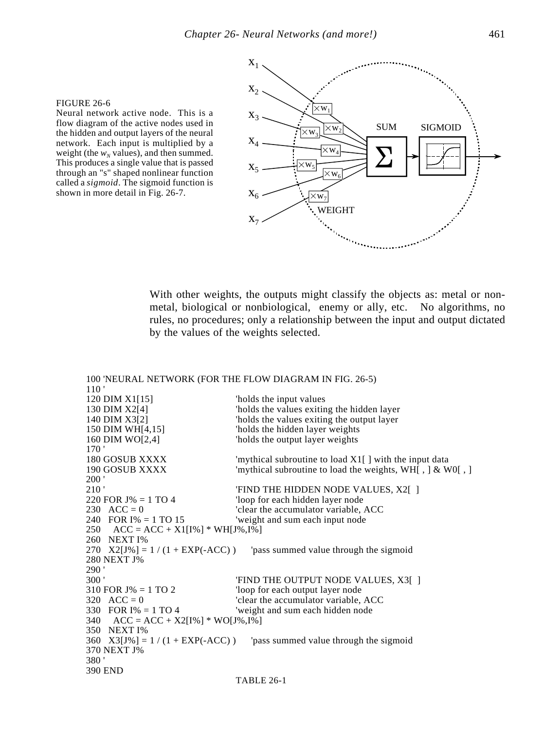FIGURE 26-6
Neural network active node. This is a flow diagram of the active nodes used in the hidden and output layers of the neural network. Each input is multiplied by a weight (the $w_N$ values), and then summed. This produces a single value that is passed through an "s" shaped nonlinear function called a *sigmoid*. The sigmoid function is shown in more detail in Fig. 26-7.

With other weights, the outputs might classify the objects as: metal or non-metal, biological or nonbiological, enemy or ally, etc. No algorithms, no rules, no procedures; only a relationship between the input and output dictated by the values of the weights selected.

```
100 'NEURAL NETWORK (FOR THE FLOW DIAGRAM IN FIG. 26-5)
110 '
120 DIM X1[15]                    'holds the input values
130 DIM X2[4]                     'holds the values exiting the hidden layer
140 DIM X3[2]                     'holds the values exiting the output layer
150 DIM WH[4,15]                  'holds the hidden layer weights
160 DIM WO[2,4]                   'holds the output layer weights
170 '
180 GOSUB XXXX                    'mythical subroutine to load X1[ ] with the input data
190 GOSUB XXXX                    'mythical subroutine to load the weights, WH[ , ] & W0[ , ]
200 '
210 '                             'FIND THE HIDDEN NODE VALUES, X2[ ]
220 FOR J% = 1 TO 4               'loop for each hidden layer node
230   ACC = 0                     'clear the accumulator variable, ACC
240   FOR I% = 1 TO 15            'weight and sum each input node
250     ACC = ACC + X1[I%] * WH[J%,I%]
260   NEXT I%
270   X2[J%] = 1 / (1 + EXP(-ACC) )     'pass summed value through the sigmoid
280 NEXT J%
290 '
300 '                             'FIND THE OUTPUT NODE VALUES, X3[ ]
310 FOR J% = 1 TO 2               'loop for each output layer node
320   ACC = 0                     'clear the accumulator variable, ACC
330   FOR I% = 1 TO 4             'weight and sum each hidden node
340     ACC = ACC + X2[I%] * WO[J%,I%]
350   NEXT I%
360   X3[J%] = 1 / (1 + EXP(-ACC) )     'pass summed value through the sigmoid
370 NEXT J%
380 '
390 END
```

TABLE 26-1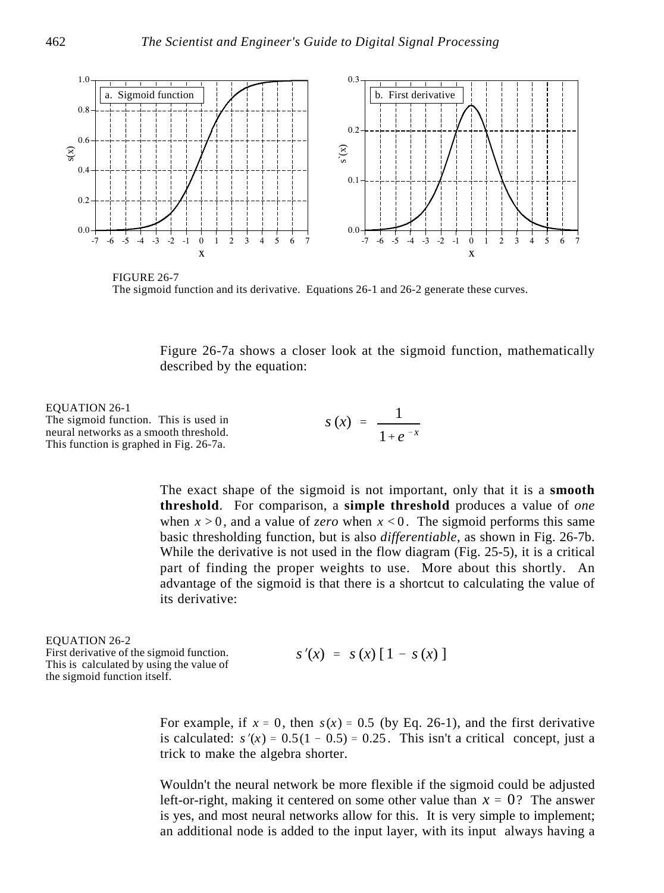FIGURE 26-7
The sigmoid function and its derivative. Equations 26-1 and 26-2 generate these curves.

Figure 26-7a shows a closer look at the sigmoid function, mathematically described by the equation:

EQUATION 26-1
The sigmoid function. This is used in neural networks as a smooth threshold. This function is graphed in Fig. 26-7a.

$$s(x) = \frac{1}{1 + e^{-x}}$$

The exact shape of the sigmoid is not important, only that it is a **smooth threshold**. For comparison, a **simple threshold** produces a value of *one* when $x > 0$, and a value of *zero* when $x < 0$. The sigmoid performs this same basic thresholding function, but is also *differentiable*, as shown in Fig. 26-7b. While the derivative is not used in the flow diagram (Fig. 25-5), it is a critical part of finding the proper weights to use. More about this shortly. An advantage of the sigmoid is that there is a shortcut to calculating the value of its derivative:

EQUATION 26-2
First derivative of the sigmoid function. This is calculated by using the value of the sigmoid function itself.

$$s'(x) = s(x)\,[\,1 - s(x)\,]$$

For example, if $x = 0$, then $s(x) = 0.5$ (by Eq. 26-1), and the first derivative is calculated: $s'(x) = 0.5(1 - 0.5) = 0.25$. This isn't a critical concept, just a trick to make the algebra shorter.

Wouldn't the neural network be more flexible if the sigmoid could be adjusted left-or-right, making it centered on some other value than $x = 0$? The answer is yes, and most neural networks allow for this. It is very simple to implement; an additional node is added to the input layer, with its input always having a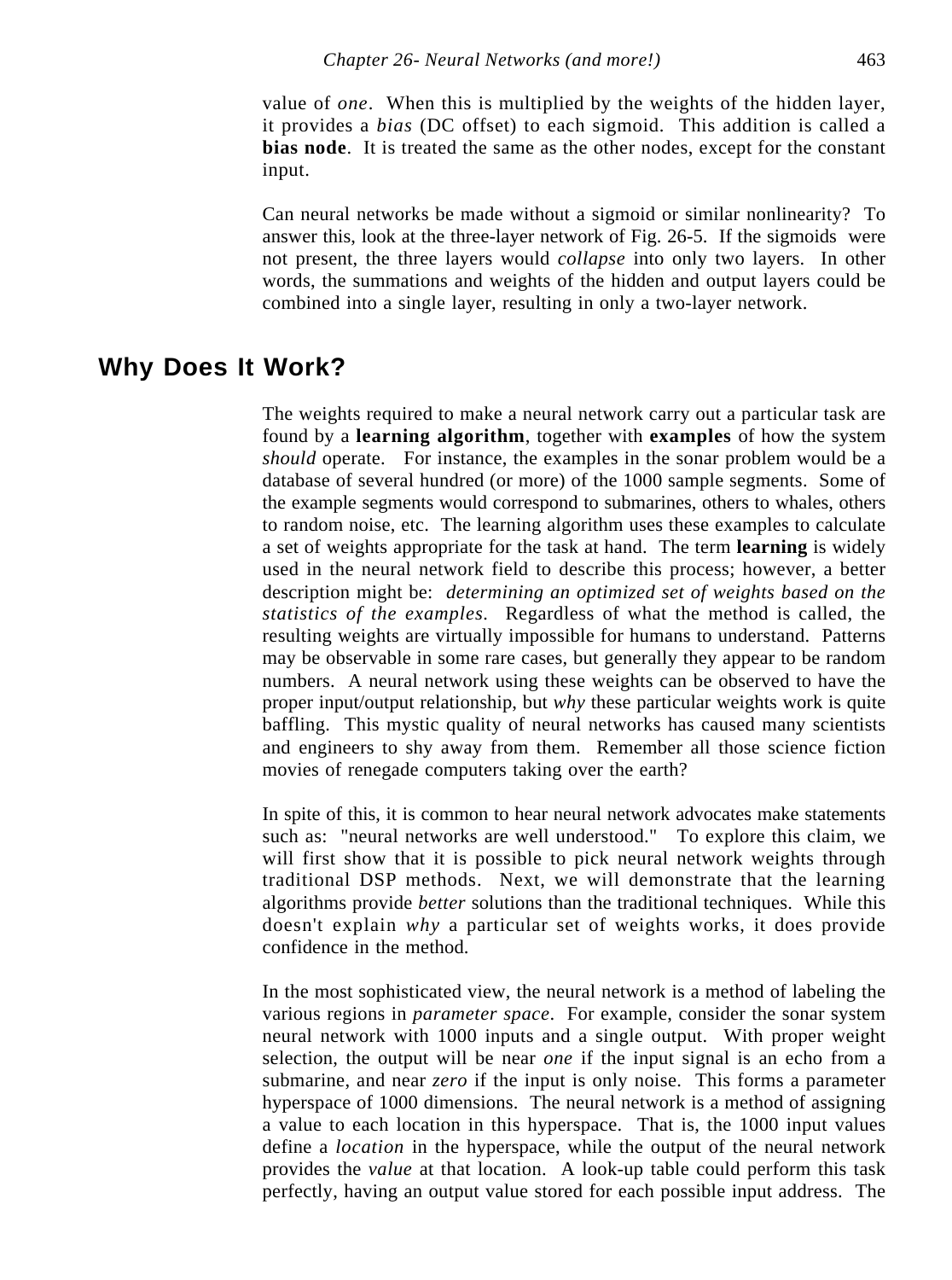value of *one*. When this is multiplied by the weights of the hidden layer, it provides a *bias* (DC offset) to each sigmoid. This addition is called a **bias node**. It is treated the same as the other nodes, except for the constant input.

Can neural networks be made without a sigmoid or similar nonlinearity? To answer this, look at the three-layer network of Fig. 26-5. If the sigmoids were not present, the three layers would *collapse* into only two layers. In other words, the summations and weights of the hidden and output layers could be combined into a single layer, resulting in only a two-layer network.

## Why Does It Work?

The weights required to make a neural network carry out a particular task are found by a **learning algorithm**, together with **examples** of how the system *should* operate. For instance, the examples in the sonar problem would be a database of several hundred (or more) of the 1000 sample segments. Some of the example segments would correspond to submarines, others to whales, others to random noise, etc. The learning algorithm uses these examples to calculate a set of weights appropriate for the task at hand. The term **learning** is widely used in the neural network field to describe this process; however, a better description might be: *determining an optimized set of weights based on the statistics of the examples*. Regardless of what the method is called, the resulting weights are virtually impossible for humans to understand. Patterns may be observable in some rare cases, but generally they appear to be random numbers. A neural network using these weights can be observed to have the proper input/output relationship, but *why* these particular weights work is quite baffling. This mystic quality of neural networks has caused many scientists and engineers to shy away from them. Remember all those science fiction movies of renegade computers taking over the earth?

In spite of this, it is common to hear neural network advocates make statements such as: "neural networks are well understood." To explore this claim, we will first show that it is possible to pick neural network weights through traditional DSP methods. Next, we will demonstrate that the learning algorithms provide *better* solutions than the traditional techniques. While this doesn't explain *why* a particular set of weights works, it does provide confidence in the method.

In the most sophisticated view, the neural network is a method of labeling the various regions in *parameter space*. For example, consider the sonar system neural network with 1000 inputs and a single output. With proper weight selection, the output will be near *one* if the input signal is an echo from a submarine, and near *zero* if the input is only noise. This forms a parameter hyperspace of 1000 dimensions. The neural network is a method of assigning a value to each location in this hyperspace. That is, the 1000 input values define a *location* in the hyperspace, while the output of the neural network provides the *value* at that location. A look-up table could perform this task perfectly, having an output value stored for each possible input address. The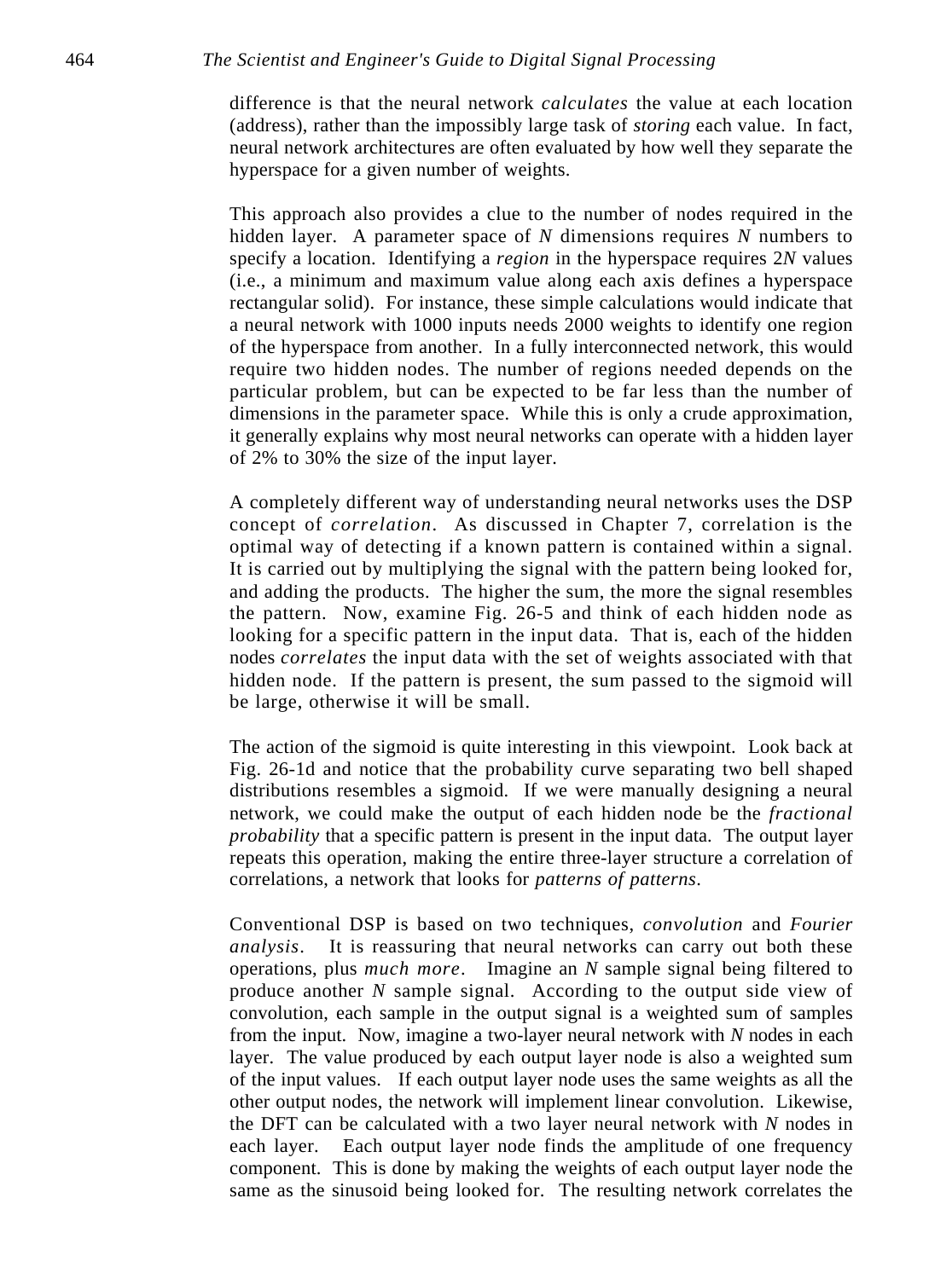difference is that the neural network *calculates* the value at each location (address), rather than the impossibly large task of *storing* each value. In fact, neural network architectures are often evaluated by how well they separate the hyperspace for a given number of weights.

This approach also provides a clue to the number of nodes required in the hidden layer. A parameter space of $N$ dimensions requires $N$ numbers to specify a location. Identifying a *region* in the hyperspace requires $2N$ values (i.e., a minimum and maximum value along each axis defines a hyperspace rectangular solid). For instance, these simple calculations would indicate that a neural network with 1000 inputs needs 2000 weights to identify one region of the hyperspace from another. In a fully interconnected network, this would require two hidden nodes. The number of regions needed depends on the particular problem, but can be expected to be far less than the number of dimensions in the parameter space. While this is only a crude approximation, it generally explains why most neural networks can operate with a hidden layer of 2% to 30% the size of the input layer.

A completely different way of understanding neural networks uses the DSP concept of *correlation*. As discussed in Chapter 7, correlation is the optimal way of detecting if a known pattern is contained within a signal. It is carried out by multiplying the signal with the pattern being looked for, and adding the products. The higher the sum, the more the signal resembles the pattern. Now, examine Fig. 26-5 and think of each hidden node as looking for a specific pattern in the input data. That is, each of the hidden nodes *correlates* the input data with the set of weights associated with that hidden node. If the pattern is present, the sum passed to the sigmoid will be large, otherwise it will be small.

The action of the sigmoid is quite interesting in this viewpoint. Look back at Fig. 26-1d and notice that the probability curve separating two bell shaped distributions resembles a sigmoid. If we were manually designing a neural network, we could make the output of each hidden node be the *fractional probability* that a specific pattern is present in the input data. The output layer repeats this operation, making the entire three-layer structure a correlation of correlations, a network that looks for *patterns of patterns*.

Conventional DSP is based on two techniques, *convolution* and *Fourier analysis*. It is reassuring that neural networks can carry out both these operations, plus *much more*. Imagine an $N$ sample signal being filtered to produce another $N$ sample signal. According to the output side view of convolution, each sample in the output signal is a weighted sum of samples from the input. Now, imagine a two-layer neural network with $N$ nodes in each layer. The value produced by each output layer node is also a weighted sum of the input values. If each output layer node uses the same weights as all the other output nodes, the network will implement linear convolution. Likewise, the DFT can be calculated with a two layer neural network with $N$ nodes in each layer. Each output layer node finds the amplitude of one frequency component. This is done by making the weights of each output layer node the same as the sinusoid being looked for. The resulting network correlates the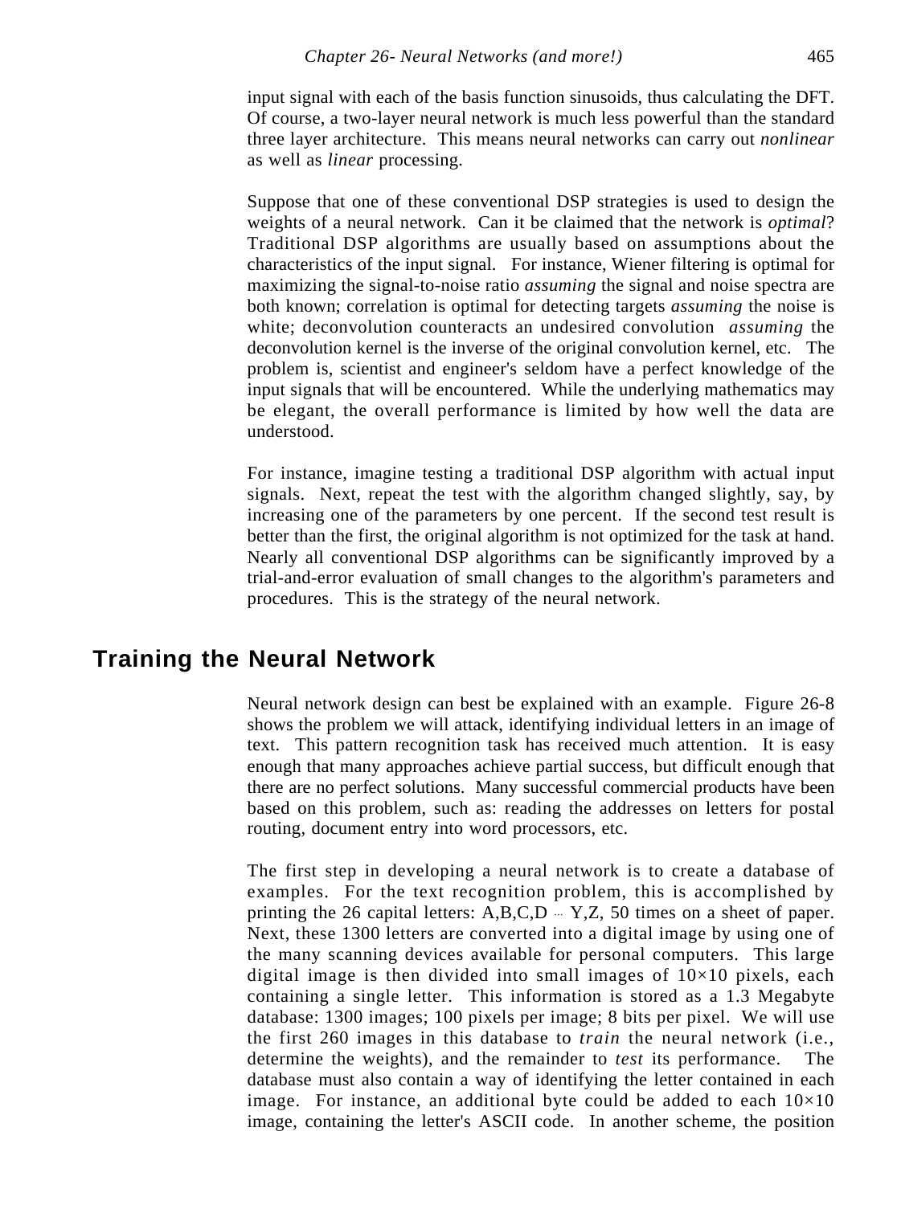input signal with each of the basis function sinusoids, thus calculating the DFT. Of course, a two-layer neural network is much less powerful than the standard three layer architecture. This means neural networks can carry out *nonlinear* as well as *linear* processing.

Suppose that one of these conventional DSP strategies is used to design the weights of a neural network. Can it be claimed that the network is *optimal*? Traditional DSP algorithms are usually based on assumptions about the characteristics of the input signal. For instance, Wiener filtering is optimal for maximizing the signal-to-noise ratio *assuming* the signal and noise spectra are both known; correlation is optimal for detecting targets *assuming* the noise is white; deconvolution counteracts an undesired convolution *assuming* the deconvolution kernel is the inverse of the original convolution kernel, etc. The problem is, scientist and engineer's seldom have a perfect knowledge of the input signals that will be encountered. While the underlying mathematics may be elegant, the overall performance is limited by how well the data are understood.

For instance, imagine testing a traditional DSP algorithm with actual input signals. Next, repeat the test with the algorithm changed slightly, say, by increasing one of the parameters by one percent. If the second test result is better than the first, the original algorithm is not optimized for the task at hand. Nearly all conventional DSP algorithms can be significantly improved by a trial-and-error evaluation of small changes to the algorithm's parameters and procedures. This is the strategy of the neural network.

## Training the Neural Network

Neural network design can best be explained with an example. Figure 26-8 shows the problem we will attack, identifying individual letters in an image of text. This pattern recognition task has received much attention. It is easy enough that many approaches achieve partial success, but difficult enough that there are no perfect solutions. Many successful commercial products have been based on this problem, such as: reading the addresses on letters for postal routing, document entry into word processors, etc.

The first step in developing a neural network is to create a database of examples. For the text recognition problem, this is accomplished by printing the 26 capital letters: A,B,C,D … Y,Z, 50 times on a sheet of paper. Next, these 1300 letters are converted into a digital image by using one of the many scanning devices available for personal computers. This large digital image is then divided into small images of 10×10 pixels, each containing a single letter. This information is stored as a 1.3 Megabyte database: 1300 images; 100 pixels per image; 8 bits per pixel. We will use the first 260 images in this database to *train* the neural network (i.e., determine the weights), and the remainder to *test* its performance. The database must also contain a way of identifying the letter contained in each image. For instance, an additional byte could be added to each 10×10 image, containing the letter's ASCII code. In another scheme, the position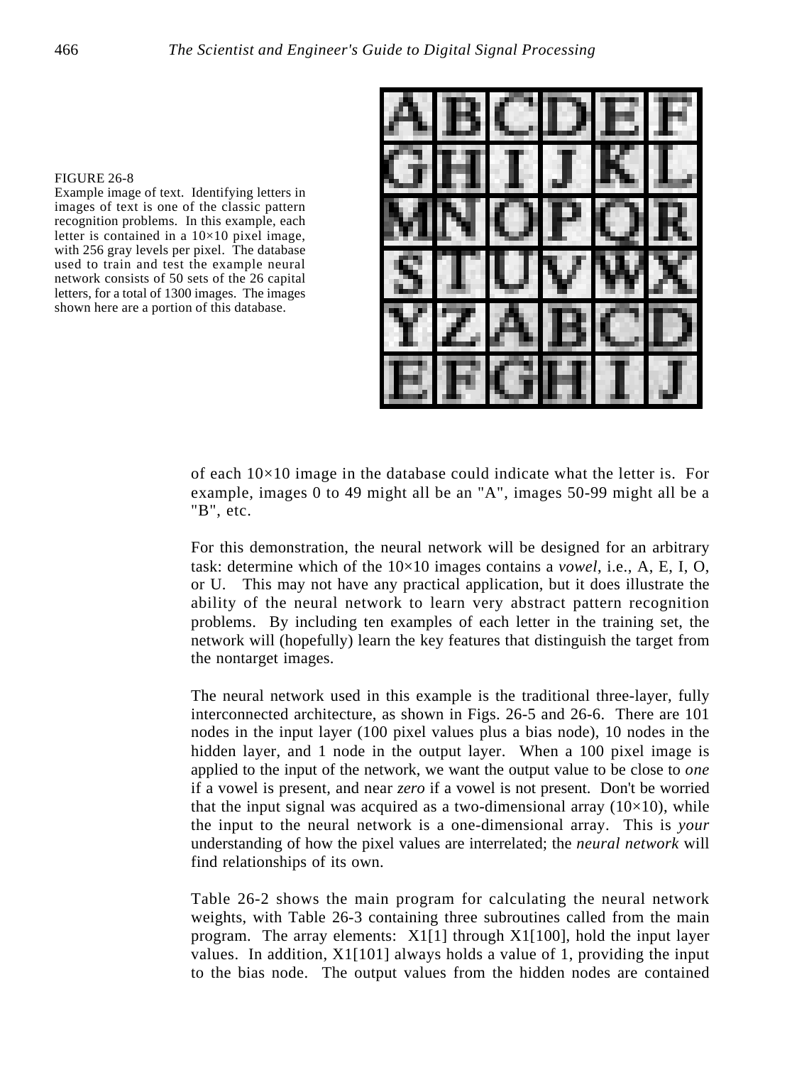FIGURE 26-8
Example image of text. Identifying letters in images of text is one of the classic pattern recognition problems. In this example, each letter is contained in a 10×10 pixel image, with 256 gray levels per pixel. The database used to train and test the example neural network consists of 50 sets of the 26 capital letters, for a total of 1300 images. The images shown here are a portion of this database.

of each 10×10 image in the database could indicate what the letter is. For example, images 0 to 49 might all be an "A", images 50-99 might all be a "B", etc.

For this demonstration, the neural network will be designed for an arbitrary task: determine which of the 10×10 images contains a *vowel*, i.e., A, E, I, O, or U. This may not have any practical application, but it does illustrate the ability of the neural network to learn very abstract pattern recognition problems. By including ten examples of each letter in the training set, the network will (hopefully) learn the key features that distinguish the target from the nontarget images.

The neural network used in this example is the traditional three-layer, fully interconnected architecture, as shown in Figs. 26-5 and 26-6. There are 101 nodes in the input layer (100 pixel values plus a bias node), 10 nodes in the hidden layer, and 1 node in the output layer. When a 100 pixel image is applied to the input of the network, we want the output value to be close to *one* if a vowel is present, and near *zero* if a vowel is not present. Don't be worried that the input signal was acquired as a two-dimensional array (10×10), while the input to the neural network is a one-dimensional array. This is *your* understanding of how the pixel values are interrelated; the *neural network* will find relationships of its own.

Table 26-2 shows the main program for calculating the neural network weights, with Table 26-3 containing three subroutines called from the main program. The array elements: X1[1] through X1[100], hold the input layer values. In addition, X1[101] always holds a value of 1, providing the input to the bias node. The output values from the hidden nodes are contained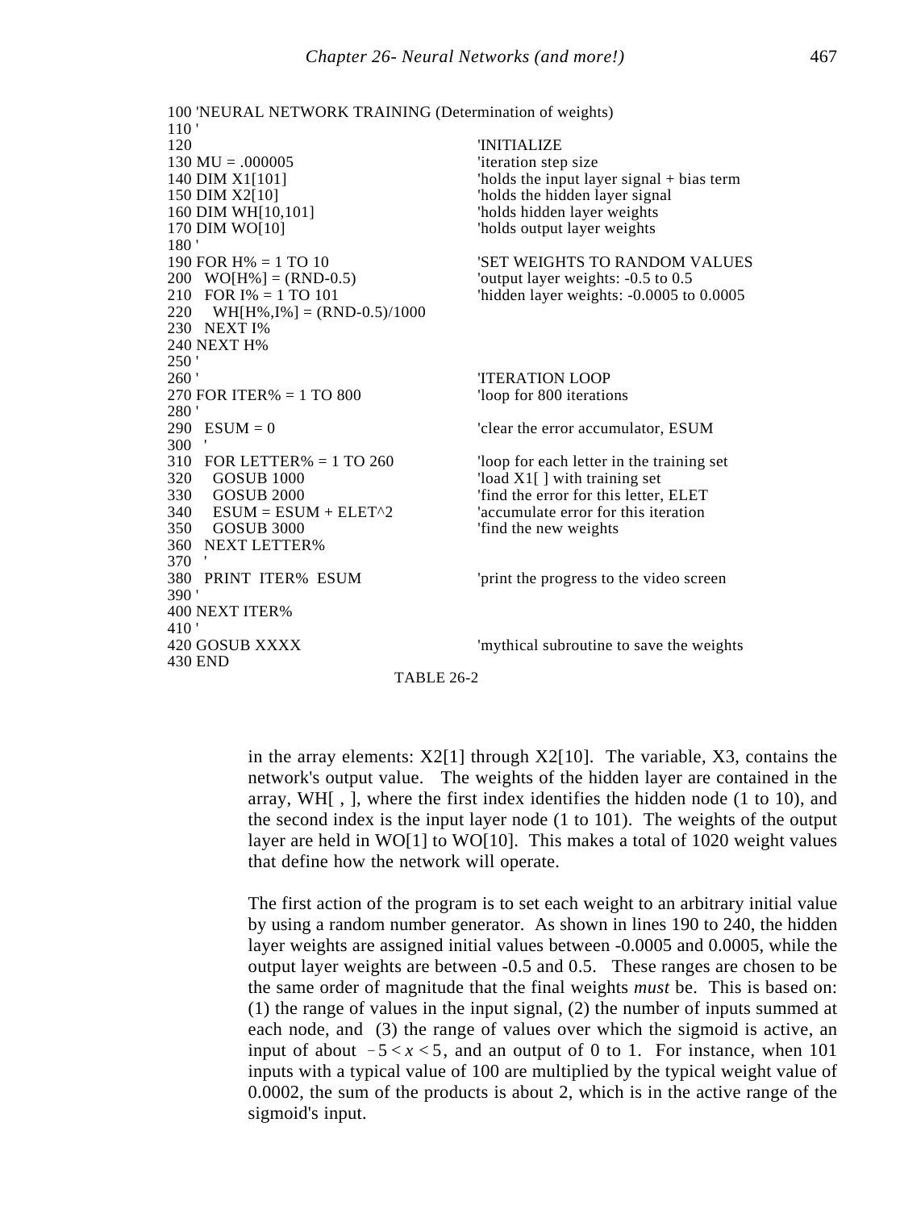```
100 'NEURAL NETWORK TRAINING (Determination of weights)
110 '
120                                     'INITIALIZE
130 MU = .000005                        'iteration step size
140 DIM X1[101]                         'holds the input layer signal + bias term
150 DIM X2[10]                          'holds the hidden layer signal
160 DIM WH[10,101]                      'holds hidden layer weights
170 DIM WO[10]                          'holds output layer weights
180 '
190 FOR H% = 1 TO 10                    'SET WEIGHTS TO RANDOM VALUES
200   WO[H%] = (RND-0.5)                'output layer weights: -0.5 to 0.5
210   FOR I% = 1 TO 101                 'hidden layer weights: -0.0005 to 0.0005
220     WH[H%,I%] = (RND-0.5)/1000
230   NEXT I%
240 NEXT H%
250 '
260 '                                   'ITERATION LOOP
270 FOR ITER% = 1 TO 800                'loop for 800 iterations
280 '
290   ESUM = 0                          'clear the error accumulator, ESUM
300   '
310   FOR LETTER% = 1 TO 260            'loop for each letter in the training set
320     GOSUB 1000                      'load X1[ ] with training set
330     GOSUB 2000                      'find the error for this letter, ELET
340     ESUM = ESUM + ELET^2            'accumulate error for this iteration
350     GOSUB 3000                      'find the new weights
360   NEXT LETTER%
370   '
380   PRINT  ITER%  ESUM                'print the progress to the video screen
390 '
400 NEXT ITER%
410 '
420 GOSUB XXXX                          'mythical subroutine to save the weights
430 END
```

TABLE 26-2

in the array elements: X2[1] through X2[10]. The variable, X3, contains the network's output value. The weights of the hidden layer are contained in the array, WH[ , ], where the first index identifies the hidden node (1 to 10), and the second index is the input layer node (1 to 101). The weights of the output layer are held in WO[1] to WO[10]. This makes a total of 1020 weight values that define how the network will operate.

The first action of the program is to set each weight to an arbitrary initial value by using a random number generator. As shown in lines 190 to 240, the hidden layer weights are assigned initial values between -0.0005 and 0.0005, while the output layer weights are between -0.5 and 0.5. These ranges are chosen to be the same order of magnitude that the final weights *must* be. This is based on: (1) the range of values in the input signal, (2) the number of inputs summed at each node, and (3) the range of values over which the sigmoid is active, an input of about $-5 < x < 5$, and an output of 0 to 1. For instance, when 101 inputs with a typical value of 100 are multiplied by the typical weight value of 0.0002, the sum of the products is about 2, which is in the active range of the sigmoid's input.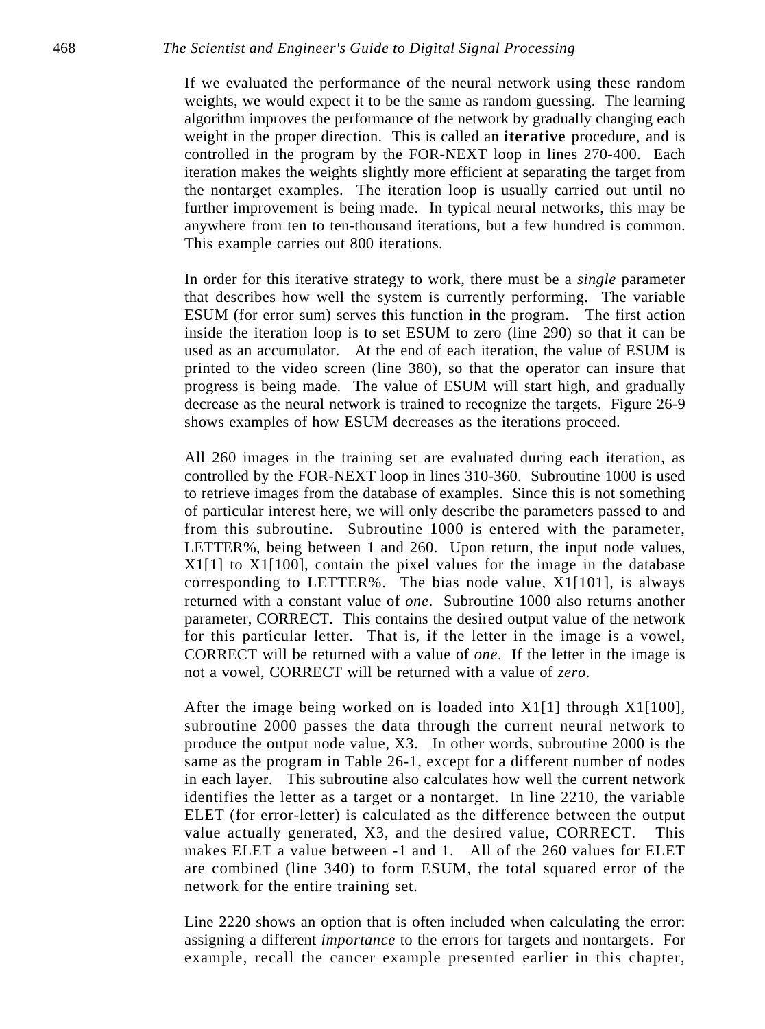If we evaluated the performance of the neural network using these random weights, we would expect it to be the same as random guessing. The learning algorithm improves the performance of the network by gradually changing each weight in the proper direction. This is called an **iterative** procedure, and is controlled in the program by the FOR-NEXT loop in lines 270-400. Each iteration makes the weights slightly more efficient at separating the target from the nontarget examples. The iteration loop is usually carried out until no further improvement is being made. In typical neural networks, this may be anywhere from ten to ten-thousand iterations, but a few hundred is common. This example carries out 800 iterations.

In order for this iterative strategy to work, there must be a *single* parameter that describes how well the system is currently performing. The variable ESUM (for error sum) serves this function in the program. The first action inside the iteration loop is to set ESUM to zero (line 290) so that it can be used as an accumulator. At the end of each iteration, the value of ESUM is printed to the video screen (line 380), so that the operator can insure that progress is being made. The value of ESUM will start high, and gradually decrease as the neural network is trained to recognize the targets. Figure 26-9 shows examples of how ESUM decreases as the iterations proceed.

All 260 images in the training set are evaluated during each iteration, as controlled by the FOR-NEXT loop in lines 310-360. Subroutine 1000 is used to retrieve images from the database of examples. Since this is not something of particular interest here, we will only describe the parameters passed to and from this subroutine. Subroutine 1000 is entered with the parameter, LETTER%, being between 1 and 260. Upon return, the input node values, X1[1] to X1[100], contain the pixel values for the image in the database corresponding to LETTER%. The bias node value, X1[101], is always returned with a constant value of *one*. Subroutine 1000 also returns another parameter, CORRECT. This contains the desired output value of the network for this particular letter. That is, if the letter in the image is a vowel, CORRECT will be returned with a value of *one*. If the letter in the image is not a vowel, CORRECT will be returned with a value of *zero*.

After the image being worked on is loaded into X1[1] through X1[100], subroutine 2000 passes the data through the current neural network to produce the output node value, X3. In other words, subroutine 2000 is the same as the program in Table 26-1, except for a different number of nodes in each layer. This subroutine also calculates how well the current network identifies the letter as a target or a nontarget. In line 2210, the variable ELET (for error-letter) is calculated as the difference between the output value actually generated, X3, and the desired value, CORRECT. This makes ELET a value between -1 and 1. All of the 260 values for ELET are combined (line 340) to form ESUM, the total squared error of the network for the entire training set.

Line 2220 shows an option that is often included when calculating the error: assigning a different *importance* to the errors for targets and nontargets. For example, recall the cancer example presented earlier in this chapter,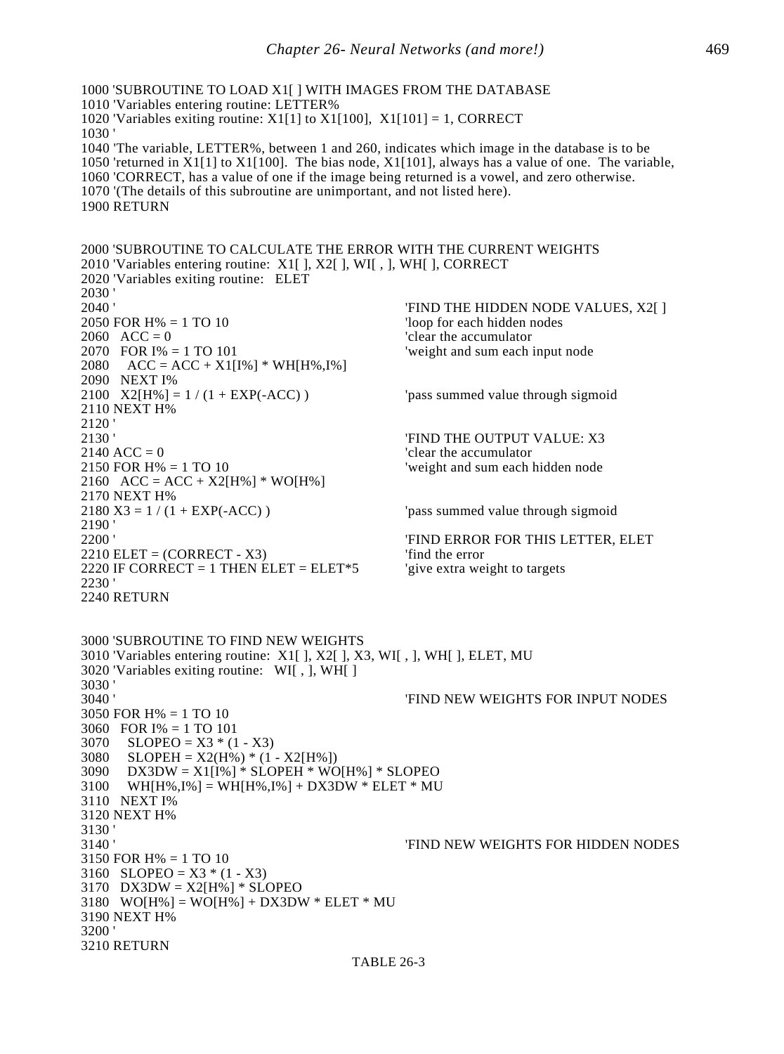```
1000 'SUBROUTINE TO LOAD X1[ ] WITH IMAGES FROM THE DATABASE
1010 'Variables entering routine: LETTER%
1020 'Variables exiting routine: X1[1] to X1[100],  X1[101] = 1, CORRECT
1030 '
1040 'The variable, LETTER%, between 1 and 260, indicates which image in the database is to be
1050 'returned in X1[1] to X1[100].  The bias node, X1[101], always has a value of one.  The variable,
1060 'CORRECT, has a value of one if the image being returned is a vowel, and zero otherwise.
1070 '(The details of this subroutine are unimportant, and not listed here).
1900 RETURN


2000 'SUBROUTINE TO CALCULATE THE ERROR WITH THE CURRENT WEIGHTS
2010 'Variables entering routine:  X1[ ], X2[ ], WI[ , ], WH[ ], CORRECT
2020 'Variables exiting routine:   ELET
2030 '
2040 '                                          'FIND THE HIDDEN NODE VALUES, X2[ ]
2050 FOR H% = 1 TO 10                           'loop for each hidden nodes
2060   ACC = 0                                  'clear the accumulator
2070   FOR I% = 1 TO 101                        'weight and sum each input node
2080     ACC = ACC + X1[I%] * WH[H%,I%]
2090   NEXT I%
2100   X2[H%] = 1 / (1 + EXP(-ACC) )            'pass summed value through sigmoid
2110 NEXT H%
2120 '
2130 '                                          'FIND THE OUTPUT VALUE: X3
2140 ACC = 0                                    'clear the accumulator
2150 FOR H% = 1 TO 10                           'weight and sum each hidden node
2160   ACC = ACC + X2[H%] * WO[H%]
2170 NEXT H%
2180 X3 = 1 / (1 + EXP(-ACC) )                  'pass summed value through sigmoid
2190 '
2200 '                                          'FIND ERROR FOR THIS LETTER, ELET
2210 ELET = (CORRECT - X3)                      'find the error
2220 IF CORRECT = 1 THEN ELET = ELET*5          'give extra weight to targets
2230 '
2240 RETURN


3000 'SUBROUTINE TO FIND NEW WEIGHTS
3010 'Variables entering routine:  X1[ ], X2[ ], X3, WI[ , ], WH[ ], ELET, MU
3020 'Variables exiting routine:   WI[ , ], WH[ ]
3030 '
3040 '                                          'FIND NEW WEIGHTS FOR INPUT NODES
3050 FOR H% = 1 TO 10
3060   FOR I% = 1 TO 101
3070     SLOPEO = X3 * (1 - X3)
3080     SLOPEH = X2(H%) * (1 - X2[H%])
3090     DX3DW = X1[I%] * SLOPEH * WO[H%] * SLOPEO
3100     WH[H%,I%] = WH[H%,I%] + DX3DW * ELET * MU
3110   NEXT I%
3120 NEXT H%
3130 '
3140 '                                          'FIND NEW WEIGHTS FOR HIDDEN NODES
3150 FOR H% = 1 TO 10
3160   SLOPEO = X3 * (1 - X3)
3170   DX3DW = X2[H%] * SLOPEO
3180   WO[H%] = WO[H%] + DX3DW * ELET * MU
3190 NEXT H%
3200 '
3210 RETURN
```

TABLE 26-3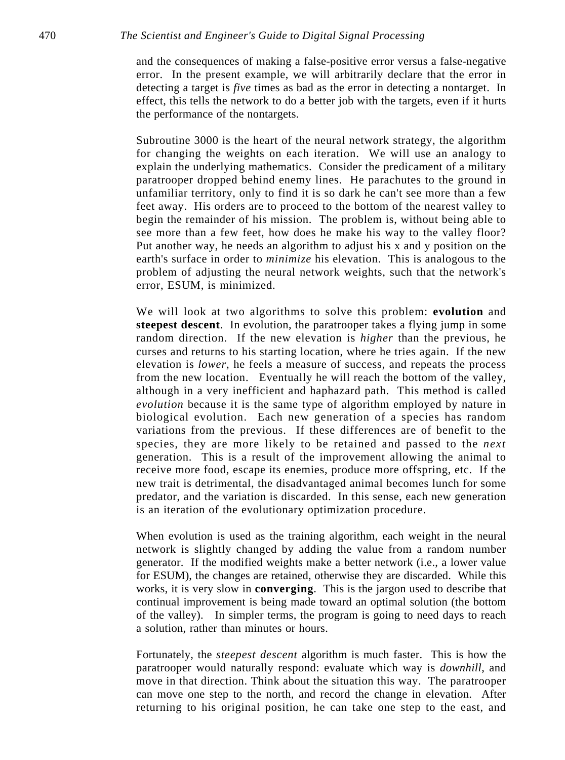and the consequences of making a false-positive error versus a false-negative error. In the present example, we will arbitrarily declare that the error in detecting a target is *five* times as bad as the error in detecting a nontarget. In effect, this tells the network to do a better job with the targets, even if it hurts the performance of the nontargets.

Subroutine 3000 is the heart of the neural network strategy, the algorithm for changing the weights on each iteration. We will use an analogy to explain the underlying mathematics. Consider the predicament of a military paratrooper dropped behind enemy lines. He parachutes to the ground in unfamiliar territory, only to find it is so dark he can't see more than a few feet away. His orders are to proceed to the bottom of the nearest valley to begin the remainder of his mission. The problem is, without being able to see more than a few feet, how does he make his way to the valley floor? Put another way, he needs an algorithm to adjust his x and y position on the earth's surface in order to *minimize* his elevation. This is analogous to the problem of adjusting the neural network weights, such that the network's error, ESUM, is minimized.

We will look at two algorithms to solve this problem: **evolution** and **steepest descent**. In evolution, the paratrooper takes a flying jump in some random direction. If the new elevation is *higher* than the previous, he curses and returns to his starting location, where he tries again. If the new elevation is *lower*, he feels a measure of success, and repeats the process from the new location. Eventually he will reach the bottom of the valley, although in a very inefficient and haphazard path. This method is called *evolution* because it is the same type of algorithm employed by nature in biological evolution. Each new generation of a species has random variations from the previous. If these differences are of benefit to the species, they are more likely to be retained and passed to the *next* generation. This is a result of the improvement allowing the animal to receive more food, escape its enemies, produce more offspring, etc. If the new trait is detrimental, the disadvantaged animal becomes lunch for some predator, and the variation is discarded. In this sense, each new generation is an iteration of the evolutionary optimization procedure.

When evolution is used as the training algorithm, each weight in the neural network is slightly changed by adding the value from a random number generator. If the modified weights make a better network (i.e., a lower value for ESUM), the changes are retained, otherwise they are discarded. While this works, it is very slow in **converging**. This is the jargon used to describe that continual improvement is being made toward an optimal solution (the bottom of the valley). In simpler terms, the program is going to need days to reach a solution, rather than minutes or hours.

Fortunately, the *steepest descent* algorithm is much faster. This is how the paratrooper would naturally respond: evaluate which way is *downhill*, and move in that direction. Think about the situation this way. The paratrooper can move one step to the north, and record the change in elevation. After returning to his original position, he can take one step to the east, and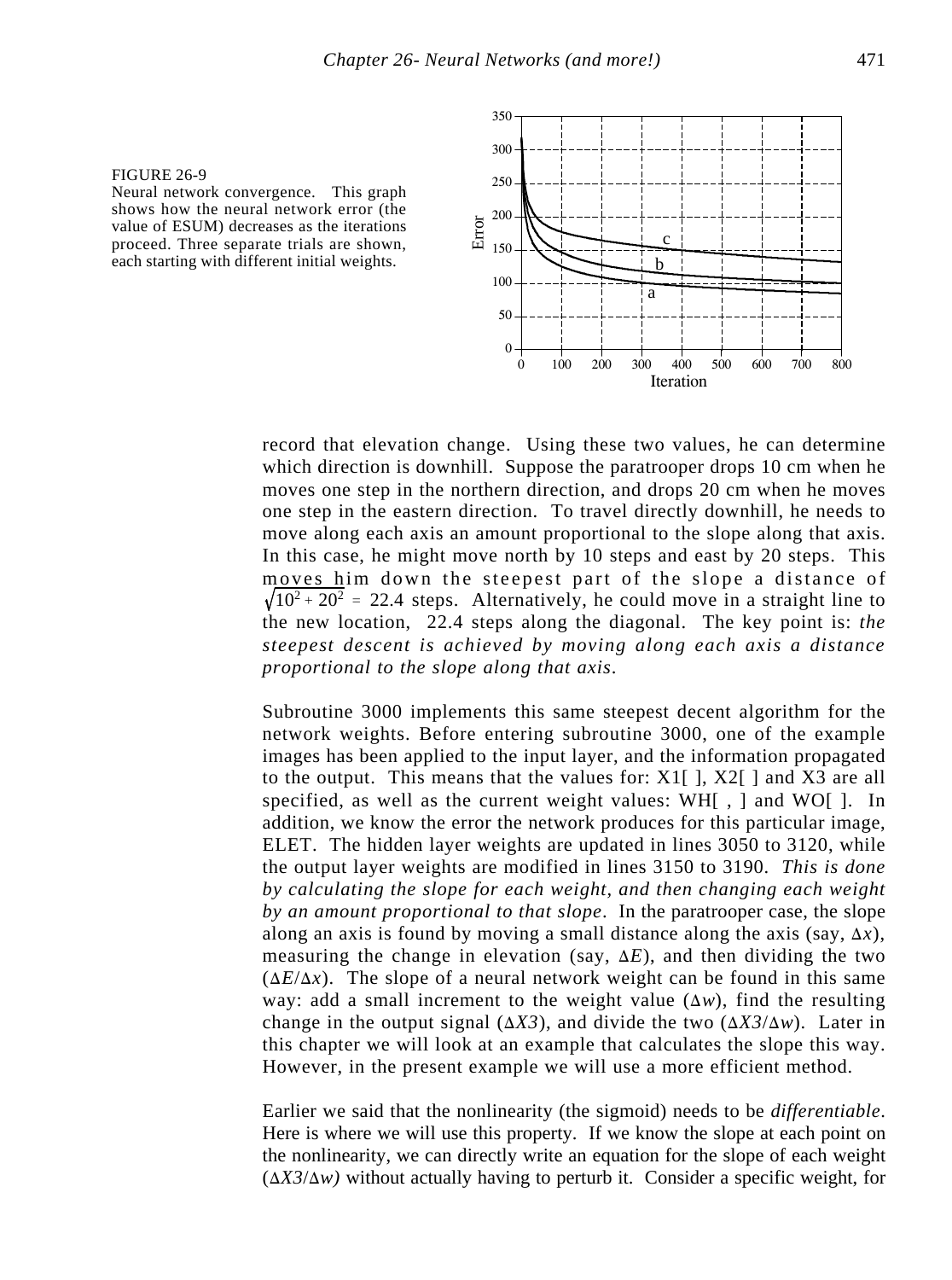FIGURE 26-9
Neural network convergence. This graph shows how the neural network error (the value of ESUM) decreases as the iterations proceed. Three separate trials are shown, each starting with different initial weights.

record that elevation change. Using these two values, he can determine which direction is downhill. Suppose the paratrooper drops 10 cm when he moves one step in the northern direction, and drops 20 cm when he moves one step in the eastern direction. To travel directly downhill, he needs to move along each axis an amount proportional to the slope along that axis. In this case, he might move north by 10 steps and east by 20 steps. This moves him down the steepest part of the slope a distance of $\sqrt{10^2 + 20^2} = 22.4$ steps. Alternatively, he could move in a straight line to the new location, 22.4 steps along the diagonal. The key point is: *the steepest descent is achieved by moving along each axis a distance proportional to the slope along that axis.*

Subroutine 3000 implements this same steepest decent algorithm for the network weights. Before entering subroutine 3000, one of the example images has been applied to the input layer, and the information propagated to the output. This means that the values for: X1[ ], X2[ ] and X3 are all specified, as well as the current weight values: WH[ , ] and WO[ ]. In addition, we know the error the network produces for this particular image, ELET. The hidden layer weights are updated in lines 3050 to 3120, while the output layer weights are modified in lines 3150 to 3190. *This is done by calculating the slope for each weight, and then changing each weight by an amount proportional to that slope*. In the paratrooper case, the slope along an axis is found by moving a small distance along the axis (say, $\Delta x$), measuring the change in elevation (say, $\Delta E$), and then dividing the two ($\Delta E/\Delta x$). The slope of a neural network weight can be found in this same way: add a small increment to the weight value ($\Delta w$), find the resulting change in the output signal ($\Delta X3$), and divide the two ($\Delta X3/\Delta w$). Later in this chapter we will look at an example that calculates the slope this way. However, in the present example we will use a more efficient method.

Earlier we said that the nonlinearity (the sigmoid) needs to be *differentiable*. Here is where we will use this property. If we know the slope at each point on the nonlinearity, we can directly write an equation for the slope of each weight ($\Delta X3/\Delta w$) without actually having to perturb it. Consider a specific weight, for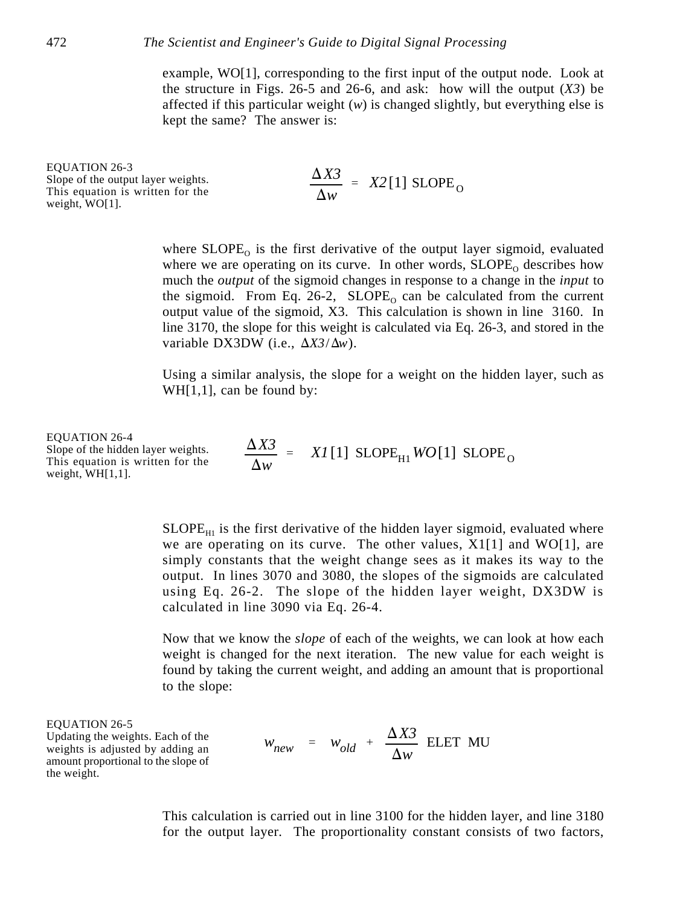example, WO[1], corresponding to the first input of the output node. Look at the structure in Figs. 26-5 and 26-6, and ask: how will the output (*X3*) be affected if this particular weight (*w*) is changed slightly, but everything else is kept the same? The answer is:

EQUATION 26-3
Slope of the output layer weights. This equation is written for the weight, WO[1].

$$\frac{\Delta X3}{\Delta w} = X2[1] \ \text{SLOPE}_\text{O}$$

where $\text{SLOPE}_\text{O}$ is the first derivative of the output layer sigmoid, evaluated where we are operating on its curve. In other words, $\text{SLOPE}_\text{O}$ describes how much the *output* of the sigmoid changes in response to a change in the *input* to the sigmoid. From Eq. 26-2, $\text{SLOPE}_\text{O}$ can be calculated from the current output value of the sigmoid, X3. This calculation is shown in line 3160. In line 3170, the slope for this weight is calculated via Eq. 26-3, and stored in the variable DX3DW (i.e., $\Delta X3/\Delta w$).

Using a similar analysis, the slope for a weight on the hidden layer, such as WH[1,1], can be found by:

EQUATION 26-4
Slope of the hidden layer weights. This equation is written for the weight, WH[1,1].

$$\frac{\Delta X3}{\Delta w} = X1[1] \ \text{SLOPE}_\text{H1} \, WO[1] \ \text{SLOPE}_\text{O}$$

$\text{SLOPE}_\text{H1}$ is the first derivative of the hidden layer sigmoid, evaluated where we are operating on its curve. The other values, X1[1] and WO[1], are simply constants that the weight change sees as it makes its way to the output. In lines 3070 and 3080, the slopes of the sigmoids are calculated using Eq. 26-2. The slope of the hidden layer weight, DX3DW is calculated in line 3090 via Eq. 26-4.

Now that we know the *slope* of each of the weights, we can look at how each weight is changed for the next iteration. The new value for each weight is found by taking the current weight, and adding an amount that is proportional to the slope:

EQUATION 26-5
Updating the weights. Each of the weights is adjusted by adding an amount proportional to the slope of the weight.

$$w_{new} = w_{old} + \frac{\Delta X3}{\Delta w} \ \text{ELET} \ \text{MU}$$

This calculation is carried out in line 3100 for the hidden layer, and line 3180 for the output layer. The proportionality constant consists of two factors,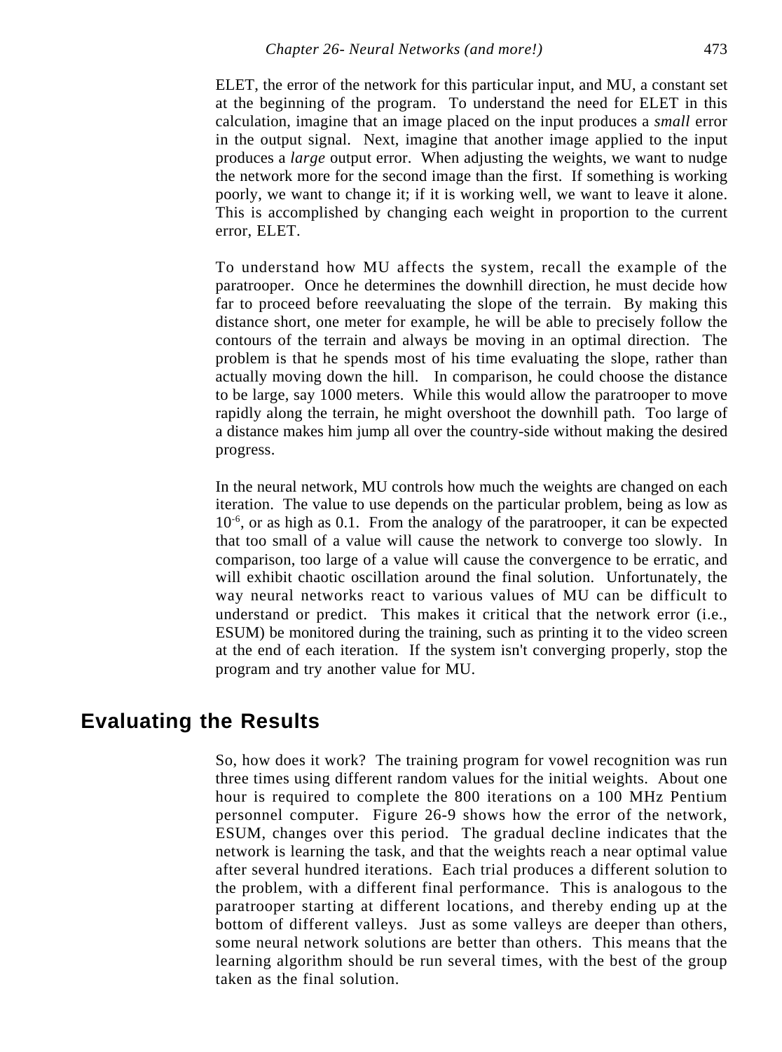ELET, the error of the network for this particular input, and MU, a constant set at the beginning of the program. To understand the need for ELET in this calculation, imagine that an image placed on the input produces a *small* error in the output signal. Next, imagine that another image applied to the input produces a *large* output error. When adjusting the weights, we want to nudge the network more for the second image than the first. If something is working poorly, we want to change it; if it is working well, we want to leave it alone. This is accomplished by changing each weight in proportion to the current error, ELET.

To understand how MU affects the system, recall the example of the paratrooper. Once he determines the downhill direction, he must decide how far to proceed before reevaluating the slope of the terrain. By making this distance short, one meter for example, he will be able to precisely follow the contours of the terrain and always be moving in an optimal direction. The problem is that he spends most of his time evaluating the slope, rather than actually moving down the hill. In comparison, he could choose the distance to be large, say 1000 meters. While this would allow the paratrooper to move rapidly along the terrain, he might overshoot the downhill path. Too large of a distance makes him jump all over the country-side without making the desired progress.

In the neural network, MU controls how much the weights are changed on each iteration. The value to use depends on the particular problem, being as low as $10^{-6}$, or as high as 0.1. From the analogy of the paratrooper, it can be expected that too small of a value will cause the network to converge too slowly. In comparison, too large of a value will cause the convergence to be erratic, and will exhibit chaotic oscillation around the final solution. Unfortunately, the way neural networks react to various values of MU can be difficult to understand or predict. This makes it critical that the network error (i.e., ESUM) be monitored during the training, such as printing it to the video screen at the end of each iteration. If the system isn't converging properly, stop the program and try another value for MU.

## Evaluating the Results

So, how does it work? The training program for vowel recognition was run three times using different random values for the initial weights. About one hour is required to complete the 800 iterations on a 100 MHz Pentium personnel computer. Figure 26-9 shows how the error of the network, ESUM, changes over this period. The gradual decline indicates that the network is learning the task, and that the weights reach a near optimal value after several hundred iterations. Each trial produces a different solution to the problem, with a different final performance. This is analogous to the paratrooper starting at different locations, and thereby ending up at the bottom of different valleys. Just as some valleys are deeper than others, some neural network solutions are better than others. This means that the learning algorithm should be run several times, with the best of the group taken as the final solution.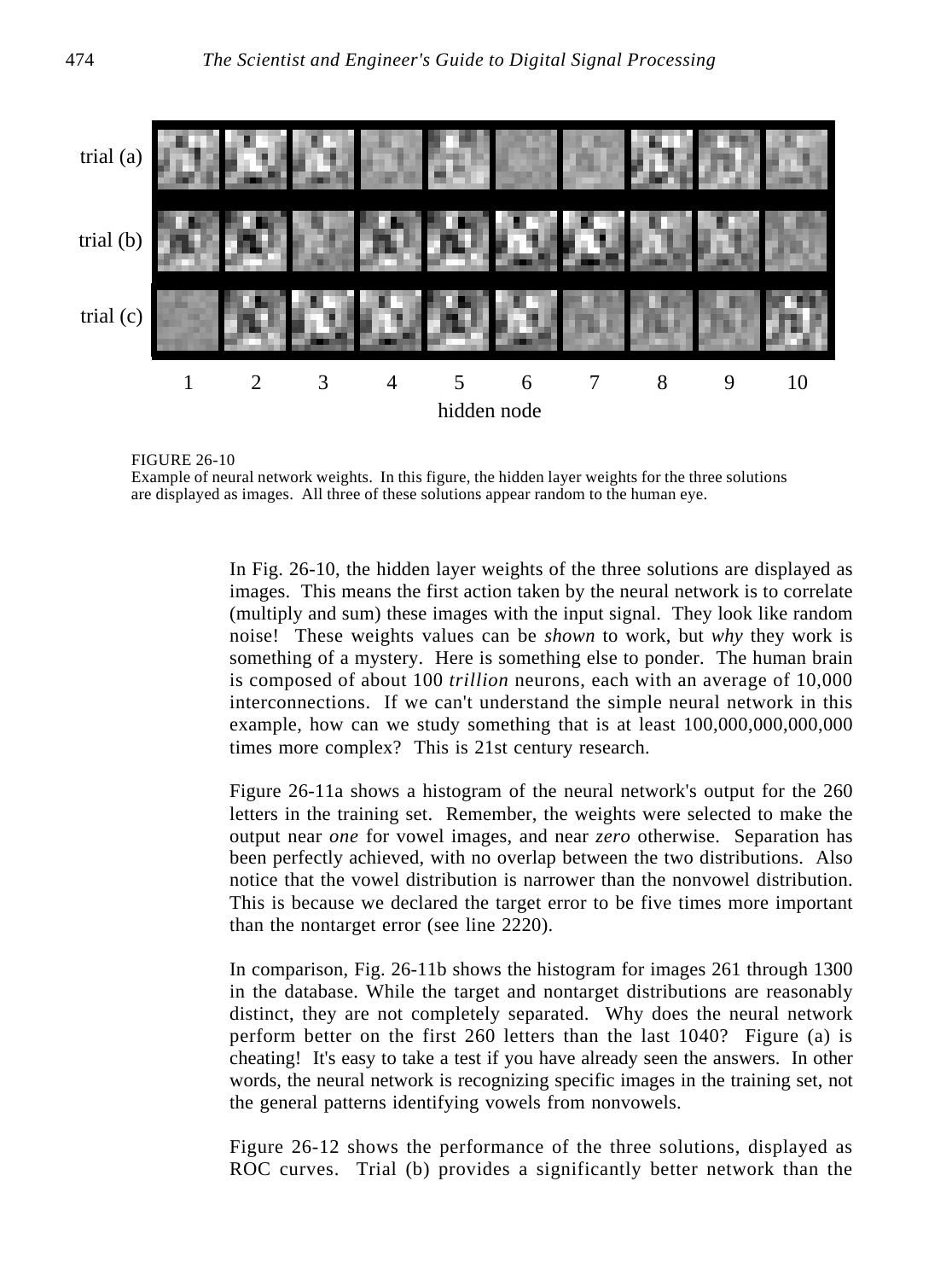FIGURE 26-10
Example of neural network weights. In this figure, the hidden layer weights for the three solutions are displayed as images. All three of these solutions appear random to the human eye.

In Fig. 26-10, the hidden layer weights of the three solutions are displayed as images. This means the first action taken by the neural network is to correlate (multiply and sum) these images with the input signal. They look like random noise! These weights values can be *shown* to work, but *why* they work is something of a mystery. Here is something else to ponder. The human brain is composed of about 100 *trillion* neurons, each with an average of 10,000 interconnections. If we can't understand the simple neural network in this example, how can we study something that is at least 100,000,000,000,000 times more complex? This is 21st century research.

Figure 26-11a shows a histogram of the neural network's output for the 260 letters in the training set. Remember, the weights were selected to make the output near *one* for vowel images, and near *zero* otherwise. Separation has been perfectly achieved, with no overlap between the two distributions. Also notice that the vowel distribution is narrower than the nonvowel distribution. This is because we declared the target error to be five times more important than the nontarget error (see line 2220).

In comparison, Fig. 26-11b shows the histogram for images 261 through 1300 in the database. While the target and nontarget distributions are reasonably distinct, they are not completely separated. Why does the neural network perform better on the first 260 letters than the last 1040? Figure (a) is cheating! It's easy to take a test if you have already seen the answers. In other words, the neural network is recognizing specific images in the training set, not the general patterns identifying vowels from nonvowels.

Figure 26-12 shows the performance of the three solutions, displayed as ROC curves. Trial (b) provides a significantly better network than the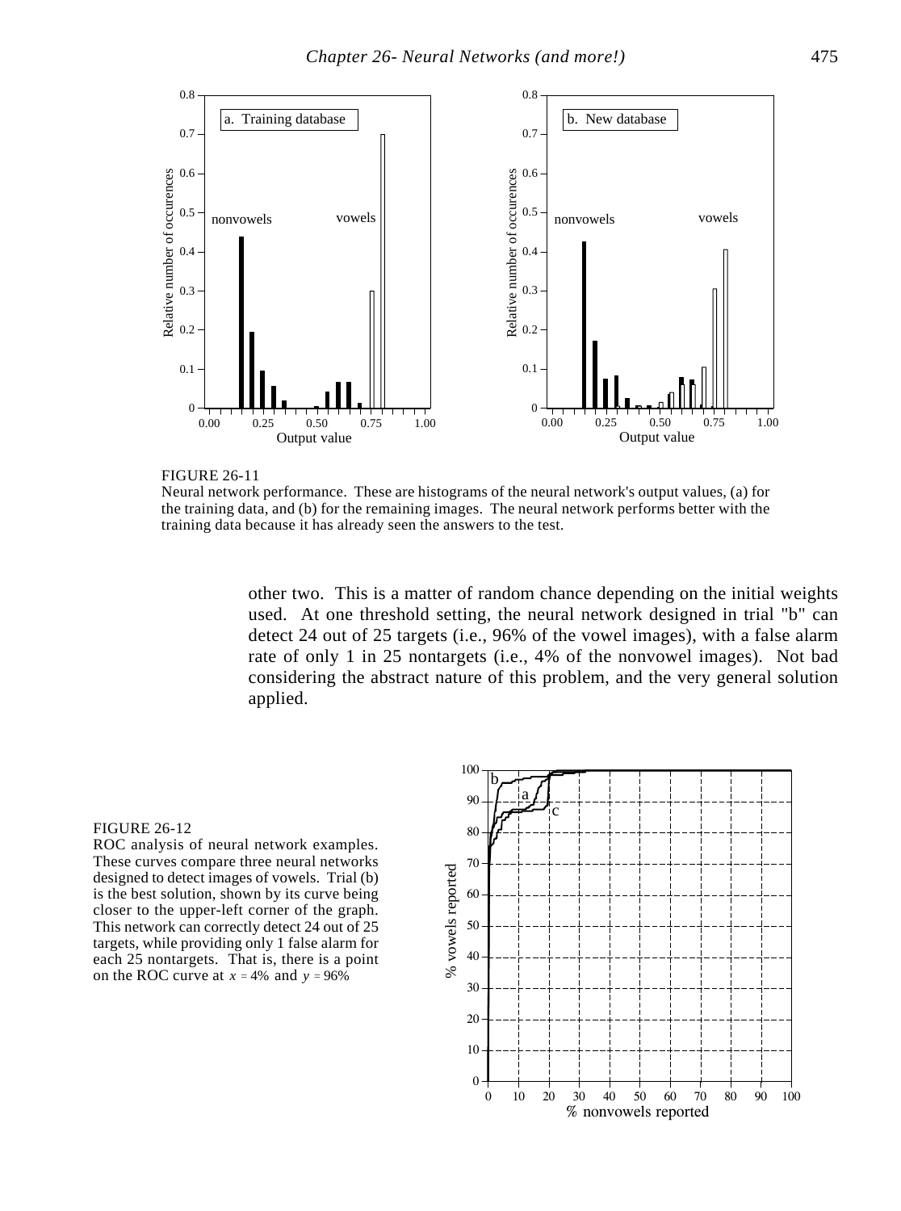FIGURE 26-11
Neural network performance. These are histograms of the neural network's output values, (a) for the training data, and (b) for the remaining images. The neural network performs better with the training data because it has already seen the answers to the test.

other two. This is a matter of random chance depending on the initial weights used. At one threshold setting, the neural network designed in trial "b" can detect 24 out of 25 targets (i.e., 96% of the vowel images), with a false alarm rate of only 1 in 25 nontargets (i.e., 4% of the nonvowel images). Not bad considering the abstract nature of this problem, and the very general solution applied.

FIGURE 26-12
ROC analysis of neural network examples. These curves compare three neural networks designed to detect images of vowels. Trial (b) is the best solution, shown by its curve being closer to the upper-left corner of the graph. This network can correctly detect 24 out of 25 targets, while providing only 1 false alarm for each 25 nontargets. That is, there is a point on the ROC curve at $x = 4\%$ and $y = 96\%$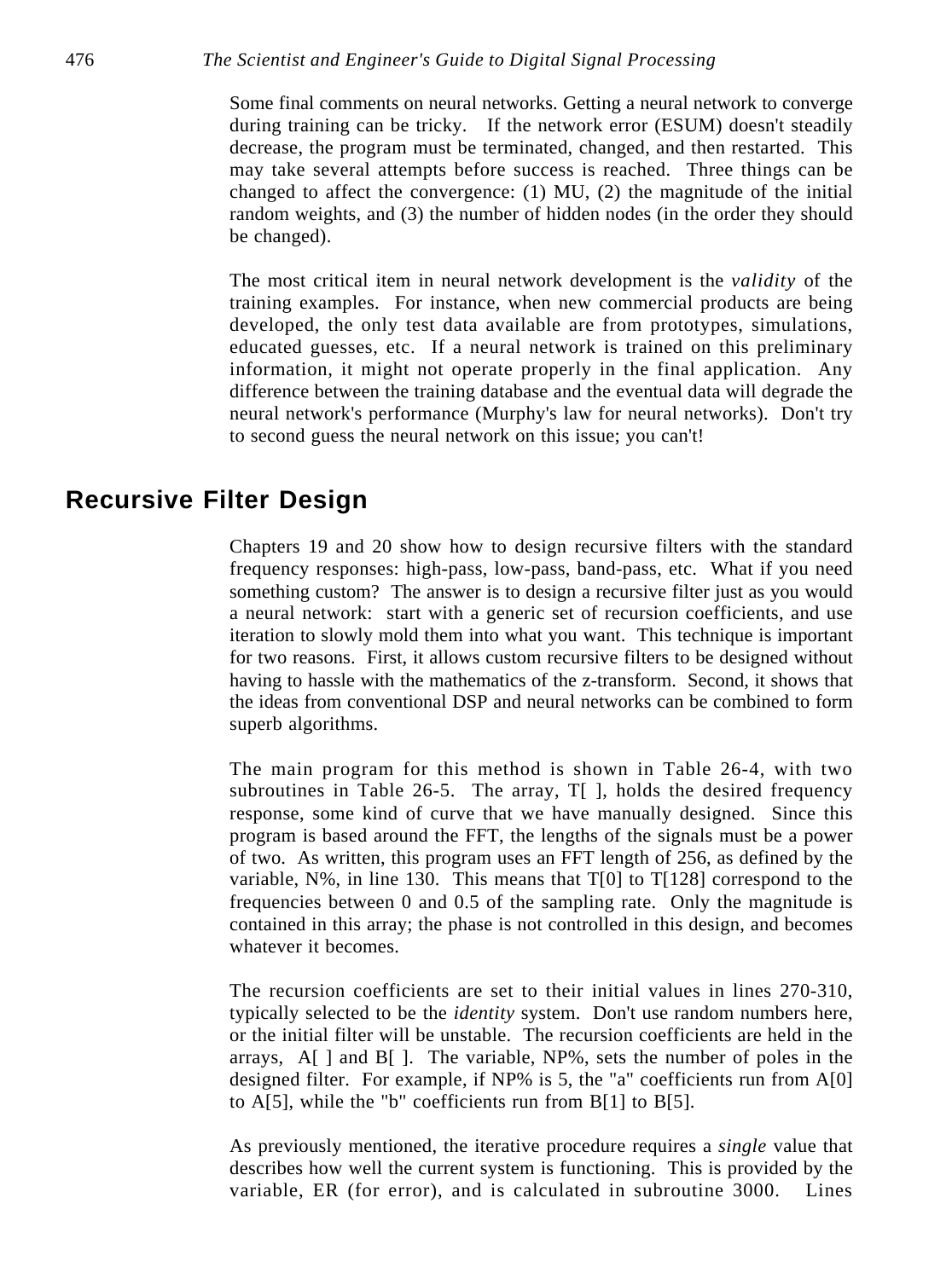Some final comments on neural networks. Getting a neural network to converge during training can be tricky. If the network error (ESUM) doesn't steadily decrease, the program must be terminated, changed, and then restarted. This may take several attempts before success is reached. Three things can be changed to affect the convergence: (1) MU, (2) the magnitude of the initial random weights, and (3) the number of hidden nodes (in the order they should be changed).

The most critical item in neural network development is the *validity* of the training examples. For instance, when new commercial products are being developed, the only test data available are from prototypes, simulations, educated guesses, etc. If a neural network is trained on this preliminary information, it might not operate properly in the final application. Any difference between the training database and the eventual data will degrade the neural network's performance (Murphy's law for neural networks). Don't try to second guess the neural network on this issue; you can't!

## Recursive Filter Design

Chapters 19 and 20 show how to design recursive filters with the standard frequency responses: high-pass, low-pass, band-pass, etc. What if you need something custom? The answer is to design a recursive filter just as you would a neural network: start with a generic set of recursion coefficients, and use iteration to slowly mold them into what you want. This technique is important for two reasons. First, it allows custom recursive filters to be designed without having to hassle with the mathematics of the z-transform. Second, it shows that the ideas from conventional DSP and neural networks can be combined to form superb algorithms.

The main program for this method is shown in Table 26-4, with two subroutines in Table 26-5. The array, T[ ], holds the desired frequency response, some kind of curve that we have manually designed. Since this program is based around the FFT, the lengths of the signals must be a power of two. As written, this program uses an FFT length of 256, as defined by the variable, N%, in line 130. This means that T[0] to T[128] correspond to the frequencies between 0 and 0.5 of the sampling rate. Only the magnitude is contained in this array; the phase is not controlled in this design, and becomes whatever it becomes.

The recursion coefficients are set to their initial values in lines 270-310, typically selected to be the *identity* system. Don't use random numbers here, or the initial filter will be unstable. The recursion coefficients are held in the arrays, A[ ] and B[ ]. The variable, NP%, sets the number of poles in the designed filter. For example, if NP% is 5, the "a" coefficients run from A[0] to A[5], while the "b" coefficients run from B[1] to B[5].

As previously mentioned, the iterative procedure requires a *single* value that describes how well the current system is functioning. This is provided by the variable, ER (for error), and is calculated in subroutine 3000. Lines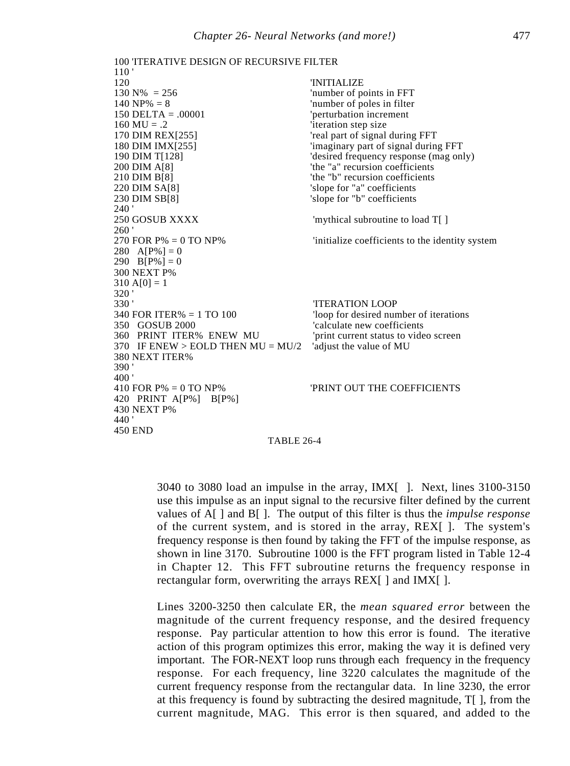```
100 'ITERATIVE DESIGN OF RECURSIVE FILTER
110 '
120                                       'INITIALIZE
130 N%  = 256                             'number of points in FFT
140 NP% = 8                               'number of poles in filter
150 DELTA = .00001                        'perturbation increment
160 MU = .2                               'iteration step size
170 DIM REX[255]                          'real part of signal during FFT
180 DIM IMX[255]                          'imaginary part of signal during FFT
190 DIM T[128]                            'desired frequency response (mag only)
200 DIM A[8]                              'the "a" recursion coefficients
210 DIM B[8]                              'the "b" recursion coefficients
220 DIM SA[8]                             'slope for "a" coefficients
230 DIM SB[8]                             'slope for "b" coefficients
240 '
250 GOSUB XXXX                            'mythical subroutine to load T[ ]
260 '
270 FOR P% = 0 TO NP%                     'initialize coefficients to the identity system
280   A[P%] = 0
290   B[P%] = 0
300 NEXT P%
310 A[0] = 1
320 '
330 '                                     'ITERATION LOOP
340 FOR ITER% = 1 TO 100                  'loop for desired number of iterations
350   GOSUB 2000                          'calculate new coefficients
360   PRINT  ITER%  ENEW  MU              'print current status to video screen
370   IF ENEW > EOLD THEN MU = MU/2       'adjust the value of MU
380 NEXT ITER%
390 '
400 '
410 FOR P% = 0 TO NP%                     'PRINT OUT THE COEFFICIENTS
420   PRINT  A[P%]    B[P%]
430 NEXT P%
440 '
450 END
```

TABLE 26-4

3040 to 3080 load an impulse in the array, IMX[ ]. Next, lines 3100-3150 use this impulse as an input signal to the recursive filter defined by the current values of A[ ] and B[ ]. The output of this filter is thus the *impulse response* of the current system, and is stored in the array, REX[ ]. The system's frequency response is then found by taking the FFT of the impulse response, as shown in line 3170. Subroutine 1000 is the FFT program listed in Table 12-4 in Chapter 12. This FFT subroutine returns the frequency response in rectangular form, overwriting the arrays REX[ ] and IMX[ ].

Lines 3200-3250 then calculate ER, the *mean squared error* between the magnitude of the current frequency response, and the desired frequency response. Pay particular attention to how this error is found. The iterative action of this program optimizes this error, making the way it is defined very important. The FOR-NEXT loop runs through each frequency in the frequency response. For each frequency, line 3220 calculates the magnitude of the current frequency response from the rectangular data. In line 3230, the error at this frequency is found by subtracting the desired magnitude, T[ ], from the current magnitude, MAG. This error is then squared, and added to the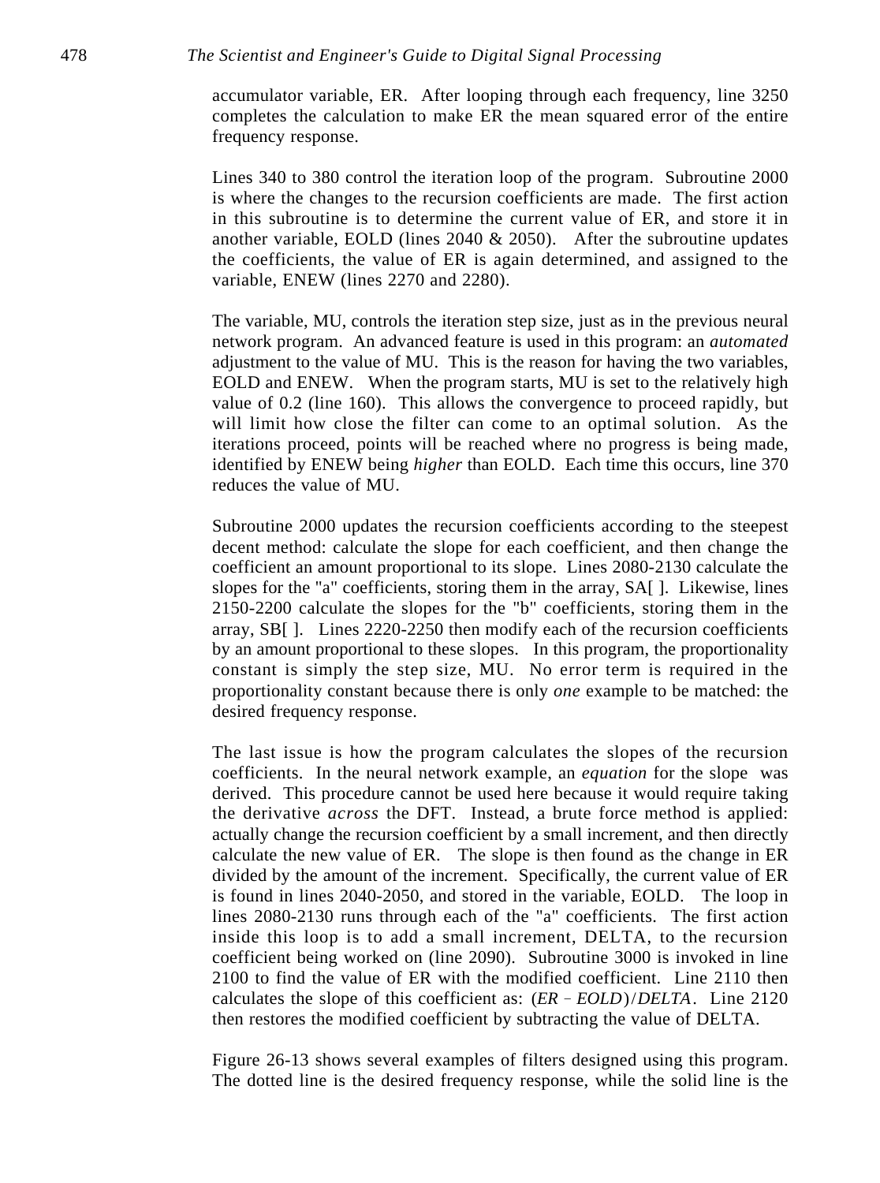accumulator variable, ER. After looping through each frequency, line 3250 completes the calculation to make ER the mean squared error of the entire frequency response.

Lines 340 to 380 control the iteration loop of the program. Subroutine 2000 is where the changes to the recursion coefficients are made. The first action in this subroutine is to determine the current value of ER, and store it in another variable, EOLD (lines 2040 & 2050). After the subroutine updates the coefficients, the value of ER is again determined, and assigned to the variable, ENEW (lines 2270 and 2280).

The variable, MU, controls the iteration step size, just as in the previous neural network program. An advanced feature is used in this program: an *automated* adjustment to the value of MU. This is the reason for having the two variables, EOLD and ENEW. When the program starts, MU is set to the relatively high value of 0.2 (line 160). This allows the convergence to proceed rapidly, but will limit how close the filter can come to an optimal solution. As the iterations proceed, points will be reached where no progress is being made, identified by ENEW being *higher* than EOLD. Each time this occurs, line 370 reduces the value of MU.

Subroutine 2000 updates the recursion coefficients according to the steepest decent method: calculate the slope for each coefficient, and then change the coefficient an amount proportional to its slope. Lines 2080-2130 calculate the slopes for the "a" coefficients, storing them in the array, SA[ ]. Likewise, lines 2150-2200 calculate the slopes for the "b" coefficients, storing them in the array, SB[ ]. Lines 2220-2250 then modify each of the recursion coefficients by an amount proportional to these slopes. In this program, the proportionality constant is simply the step size, MU. No error term is required in the proportionality constant because there is only *one* example to be matched: the desired frequency response.

The last issue is how the program calculates the slopes of the recursion coefficients. In the neural network example, an *equation* for the slope was derived. This procedure cannot be used here because it would require taking the derivative *across* the DFT. Instead, a brute force method is applied: actually change the recursion coefficient by a small increment, and then directly calculate the new value of ER. The slope is then found as the change in ER divided by the amount of the increment. Specifically, the current value of ER is found in lines 2040-2050, and stored in the variable, EOLD. The loop in lines 2080-2130 runs through each of the "a" coefficients. The first action inside this loop is to add a small increment, DELTA, to the recursion coefficient being worked on (line 2090). Subroutine 3000 is invoked in line 2100 to find the value of ER with the modified coefficient. Line 2110 then calculates the slope of this coefficient as: $(ER - EOLD)/DELTA$. Line 2120 then restores the modified coefficient by subtracting the value of DELTA.

Figure 26-13 shows several examples of filters designed using this program. The dotted line is the desired frequency response, while the solid line is the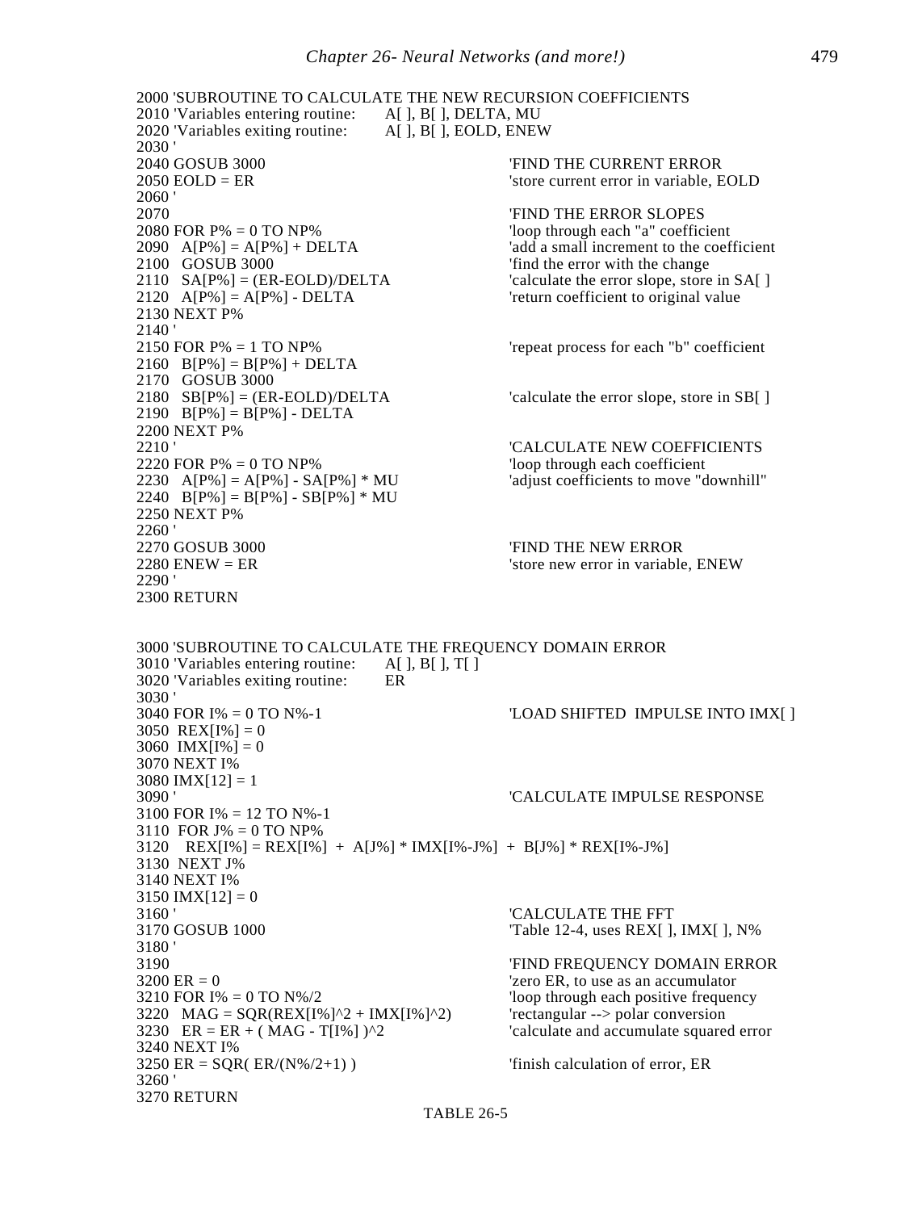```
2000 'SUBROUTINE TO CALCULATE THE NEW RECURSION COEFFICIENTS
2010 'Variables entering routine:    A[ ], B[ ], DELTA, MU
2020 'Variables exiting routine:     A[ ], B[ ], EOLD, ENEW
2030 '
2040 GOSUB 3000                                'FIND THE CURRENT ERROR
2050 EOLD = ER                                 'store current error in variable, EOLD
2060 '
2070                                           'FIND THE ERROR SLOPES
2080 FOR P% = 0 TO NP%                         'loop through each "a" coefficient
2090   A[P%] = A[P%] + DELTA                   'add a small increment to the coefficient
2100   GOSUB 3000                              'find the error with the change
2110   SA[P%] = (ER-EOLD)/DELTA                'calculate the error slope, store in SA[ ]
2120   A[P%] = A[P%] - DELTA                   'return coefficient to original value
2130 NEXT P%
2140 '
2150 FOR P% = 1 TO NP%                         'repeat process for each "b" coefficient
2160   B[P%] = B[P%] + DELTA
2170   GOSUB 3000
2180   SB[P%] = (ER-EOLD)/DELTA                'calculate the error slope, store in SB[ ]
2190   B[P%] = B[P%] - DELTA
2200 NEXT P%
2210 '                                         'CALCULATE NEW COEFFICIENTS
2220 FOR P% = 0 TO NP%                         'loop through each coefficient
2230   A[P%] = A[P%] - SA[P%] * MU             'adjust coefficients to move "downhill"
2240   B[P%] = B[P%] - SB[P%] * MU
2250 NEXT P%
2260 '
2270 GOSUB 3000                                'FIND THE NEW ERROR
2280 ENEW = ER                                 'store new error in variable, ENEW
2290 '
2300 RETURN


3000 'SUBROUTINE TO CALCULATE THE FREQUENCY DOMAIN ERROR
3010 'Variables entering routine:    A[ ], B[ ], T[ ]
3020 'Variables exiting routine:     ER
3030 '
3040 FOR I% = 0 TO N%-1                        'LOAD SHIFTED  IMPULSE INTO IMX[ ]
3050  REX[I%] = 0
3060  IMX[I%] = 0
3070 NEXT I%
3080 IMX[12] = 1
3090 '                                         'CALCULATE IMPULSE RESPONSE
3100 FOR I% = 12 TO N%-1
3110  FOR J% = 0 TO NP%
3120    REX[I%] = REX[I%]  +  A[J%] * IMX[I%-J%]  +  B[J%] * REX[I%-J%]
3130  NEXT J%
3140 NEXT I%
3150 IMX[12] = 0
3160 '                                         'CALCULATE THE FFT
3170 GOSUB 1000                                'Table 12-4, uses REX[ ], IMX[ ], N%
3180 '
3190                                           'FIND FREQUENCY DOMAIN ERROR
3200 ER = 0                                    'zero ER, to use as an accumulator
3210 FOR I% = 0 TO N%/2                        'loop through each positive frequency
3220   MAG = SQR(REX[I%]^2 + IMX[I%]^2)        'rectangular --> polar conversion
3230   ER = ER + ( MAG - T[I%] )^2             'calculate and accumulate squared error
3240 NEXT I%
3250 ER = SQR( ER/(N%/2+1) )                   'finish calculation of error, ER
3260 '
3270 RETURN
```

TABLE 26-5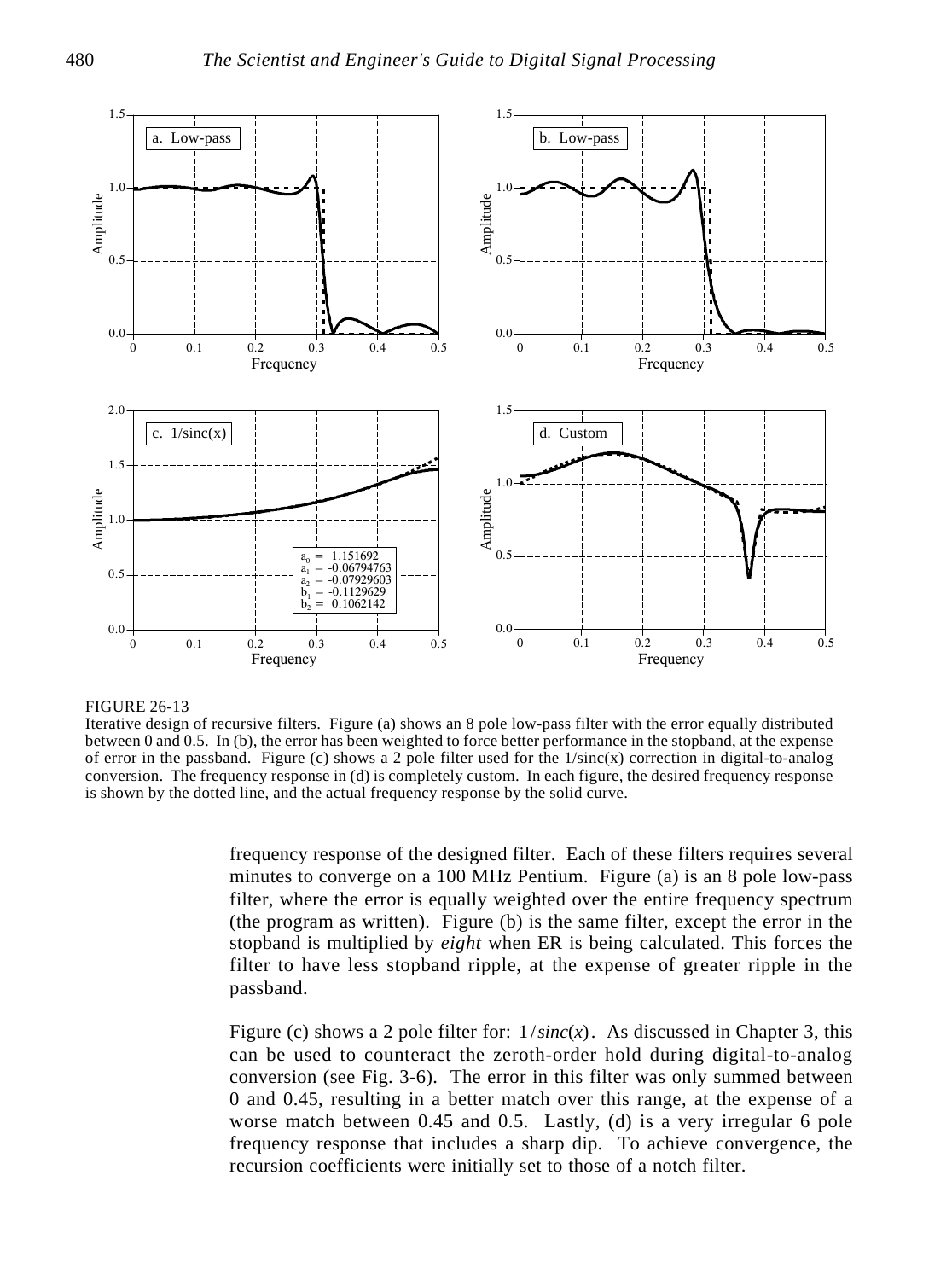a. Low-pass

Amplitude

Frequency

0 0.1 0.2 0.3 0.4 0.5

0.0 0.5 1.0 1.5

b. Low-pass

Amplitude

Frequency

0 0.1 0.2 0.3 0.4 0.5

0.0 0.5 1.0 1.5

c. 1/sinc(x)

Amplitude

Frequency

0 0.1 0.2 0.3 0.4 0.5

0.0 0.5 1.0 1.5 2.0

$a_0$ = 1.151692
$a_1$ = -0.06794763
$a_2$ = -0.07929603
$b_1$ = -0.1129629
$b_2$ = 0.1062142

d. Custom

Amplitude

Frequency

0 0.1 0.2 0.3 0.4 0.5

0.0 0.5 1.0 1.5

FIGURE 26-13
Iterative design of recursive filters. Figure (a) shows an 8 pole low-pass filter with the error equally distributed between 0 and 0.5. In (b), the error has been weighted to force better performance in the stopband, at the expense of error in the passband. Figure (c) shows a 2 pole filter used for the 1/sinc(x) correction in digital-to-analog conversion. The frequency response in (d) is completely custom. In each figure, the desired frequency response is shown by the dotted line, and the actual frequency response by the solid curve.

frequency response of the designed filter. Each of these filters requires several minutes to converge on a 100 MHz Pentium. Figure (a) is an 8 pole low-pass filter, where the error is equally weighted over the entire frequency spectrum (the program as written). Figure (b) is the same filter, except the error in the stopband is multiplied by *eight* when ER is being calculated. This forces the filter to have less stopband ripple, at the expense of greater ripple in the passband.

Figure (c) shows a 2 pole filter for: $1/sinc(x)$. As discussed in Chapter 3, this can be used to counteract the zeroth-order hold during digital-to-analog conversion (see Fig. 3-6). The error in this filter was only summed between 0 and 0.45, resulting in a better match over this range, at the expense of a worse match between 0.45 and 0.5. Lastly, (d) is a very irregular 6 pole frequency response that includes a sharp dip. To achieve convergence, the recursion coefficients were initially set to those of a notch filter.